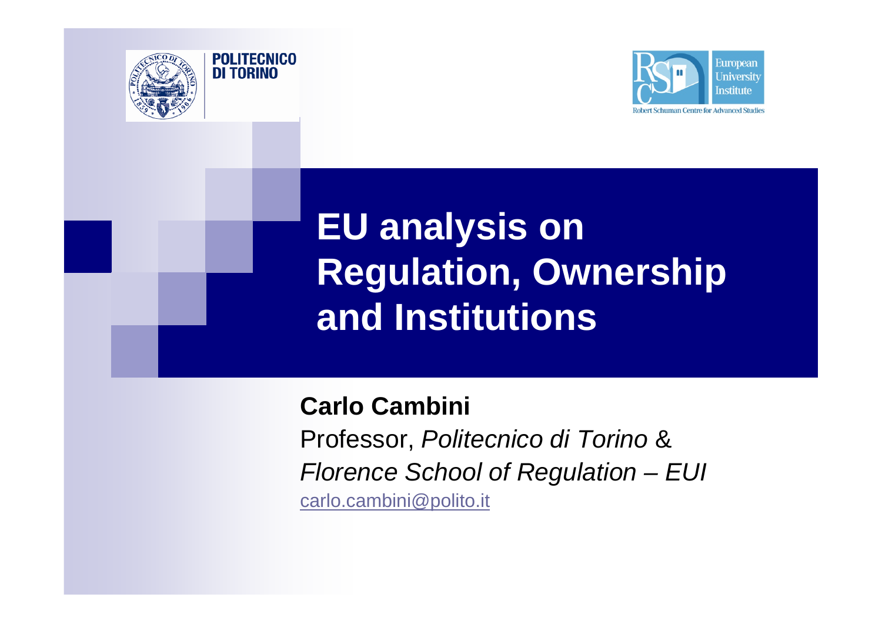POLITECNICO DI TORINO

European University Institute

Robert Schuman Centre for Advanced Studies

# EU analysis on Regulation, Ownership and Institutions

**Carlo Cambini**

Professor, *Politecnico di Torino* &

*Florence School of Regulation – EUI*

carlo.cambini@polito.it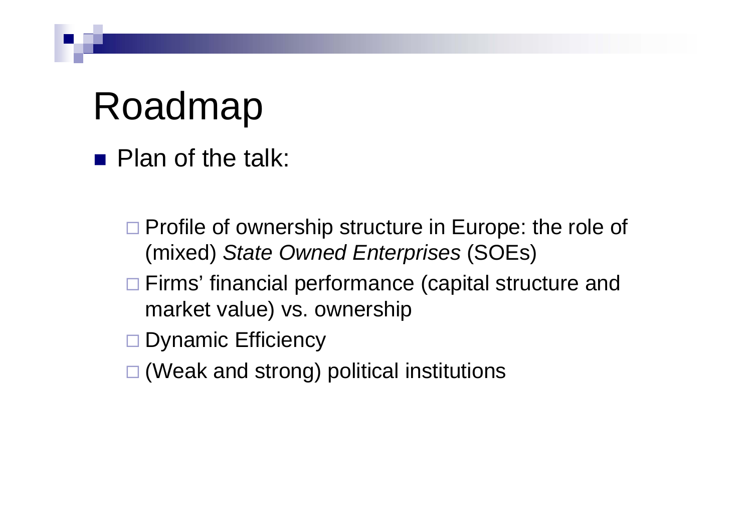# Roadmap

- Plan of the talk:
  - Profile of ownership structure in Europe: the role of (mixed) *State Owned Enterprises* (SOEs)
  - Firms' financial performance (capital structure and market value) vs. ownership
  - Dynamic Efficiency
  - (Weak and strong) political institutions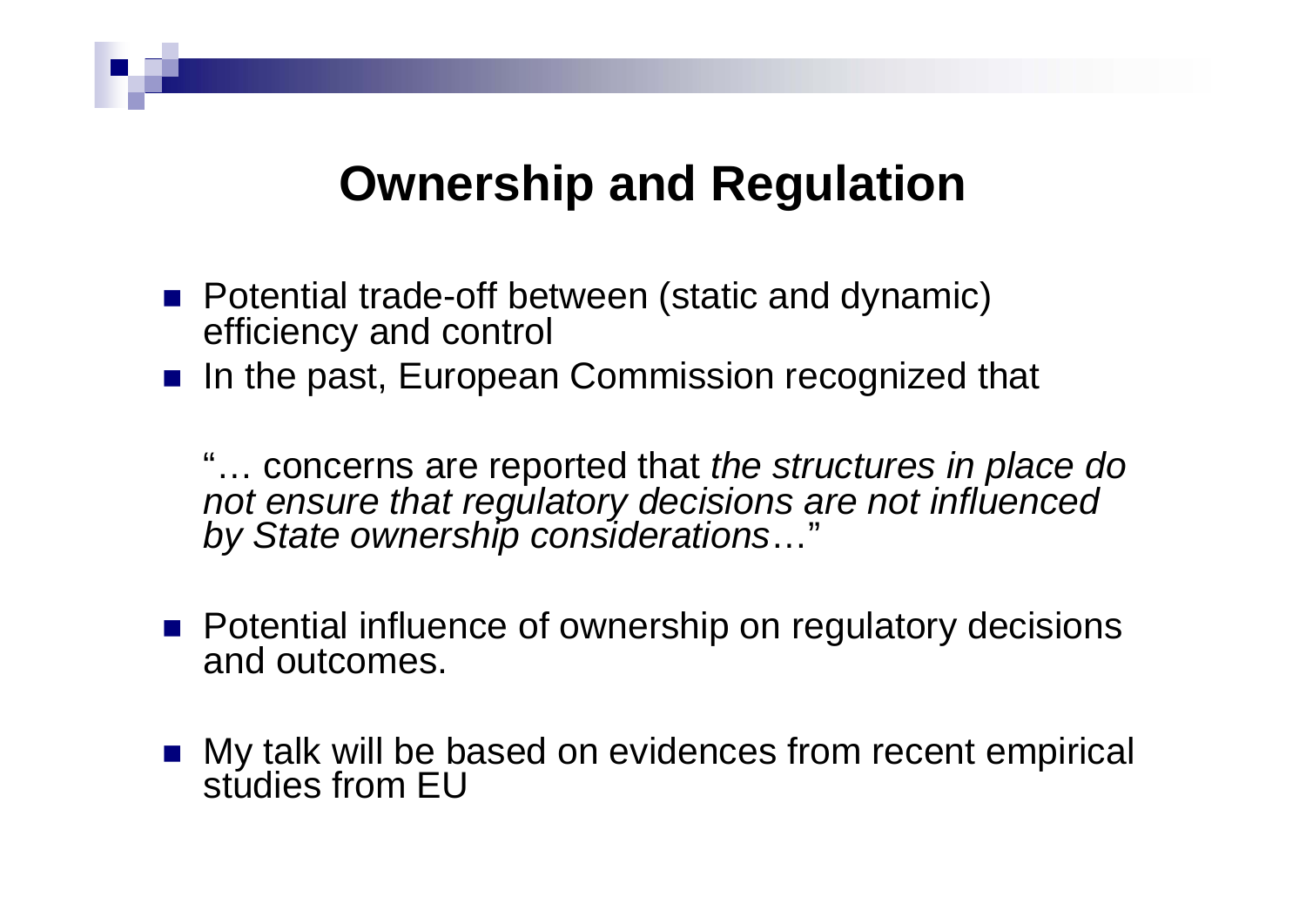# Ownership and Regulation

- Potential trade-off between (static and dynamic) efficiency and control
- In the past, European Commission recognized that

  "… concerns are reported that *the structures in place do not ensure that regulatory decisions are not influenced by State ownership considerations*…"

- Potential influence of ownership on regulatory decisions and outcomes.

- My talk will be based on evidences from recent empirical studies from EU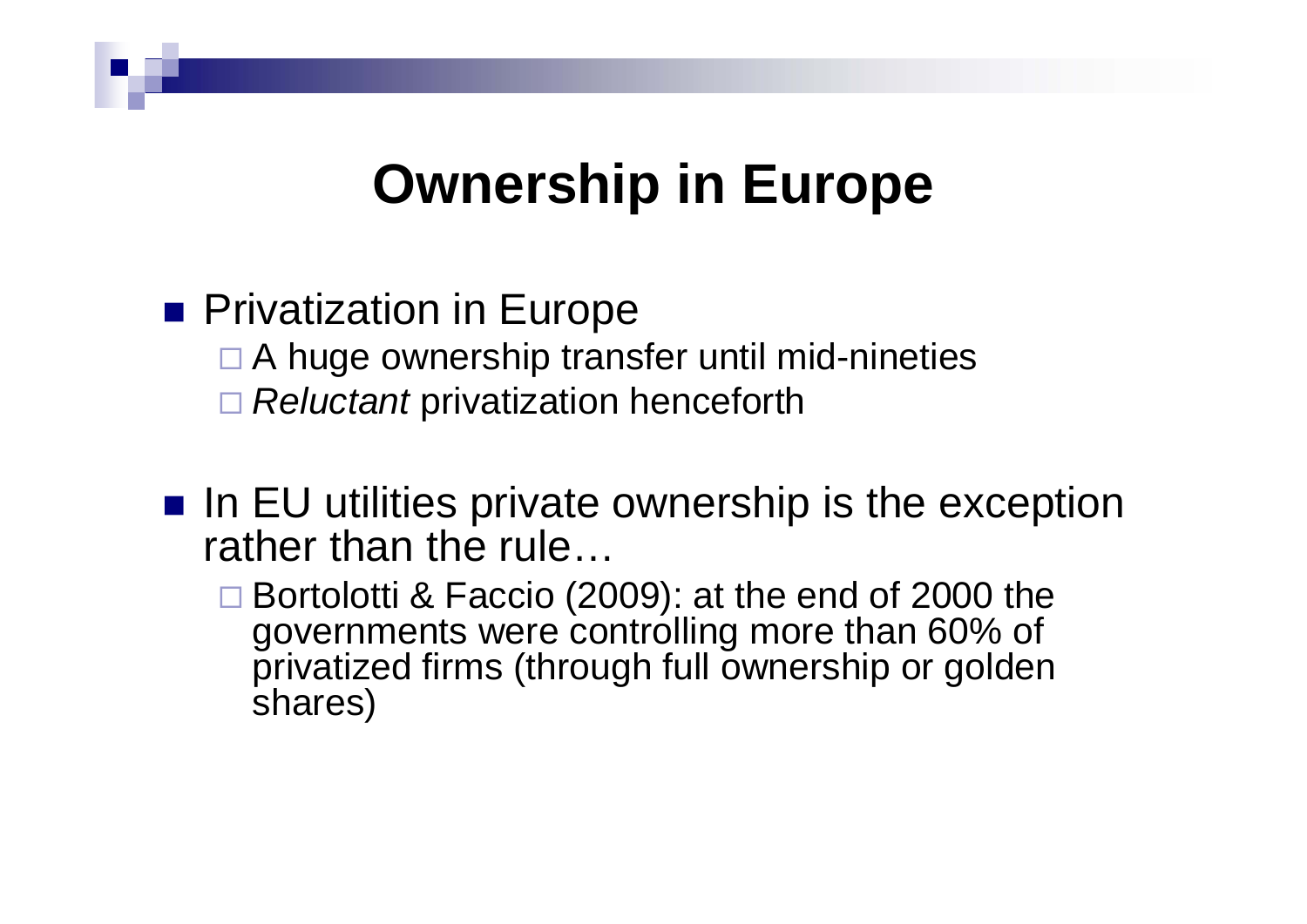# Ownership in Europe

- Privatization in Europe
  - A huge ownership transfer until mid-nineties
  - *Reluctant* privatization henceforth

- In EU utilities private ownership is the exception rather than the rule…
  - Bortolotti & Faccio (2009): at the end of 2000 the governments were controlling more than 60% of privatized firms (through full ownership or golden shares)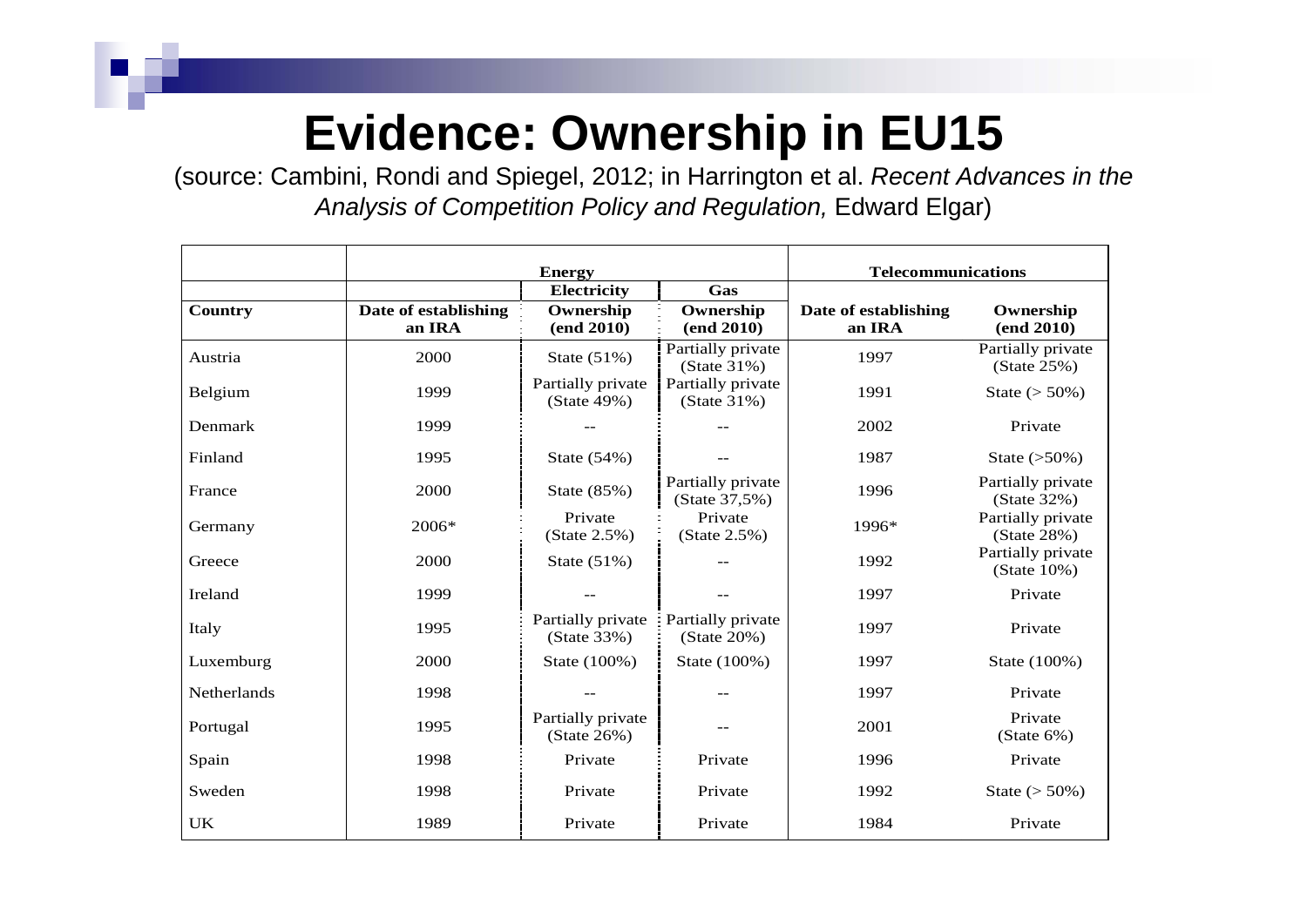# Evidence: Ownership in EU15

(source: Cambini, Rondi and Spiegel, 2012; in Harrington et al. *Recent Advances in the Analysis of Competition Policy and Regulation,* Edward Elgar)

| | Energy | | | Telecommunications | |
|---|---|---|---|---|---|
| | | Electricity | Gas | | |
| **Country** | **Date of establishing an IRA** | **Ownership (end 2010)** | **Ownership (end 2010)** | **Date of establishing an IRA** | **Ownership (end 2010)** |
| Austria | 2000 | State (51%) | Partially private (State 31%) | 1997 | Partially private (State 25%) |
| Belgium | 1999 | Partially private (State 49%) | Partially private (State 31%) | 1991 | State (> 50%) |
| Denmark | 1999 | -- | -- | 2002 | Private |
| Finland | 1995 | State (54%) | -- | 1987 | State (>50%) |
| France | 2000 | State (85%) | Partially private (State 37,5%) | 1996 | Partially private (State 32%) |
| Germany | 2006* | Private (State 2.5%) | Private (State 2.5%) | 1996* | Partially private (State 28%) |
| Greece | 2000 | State (51%) | -- | 1992 | Partially private (State 10%) |
| Ireland | 1999 | -- | -- | 1997 | Private |
| Italy | 1995 | Partially private (State 33%) | Partially private (State 20%) | 1997 | Private |
| Luxemburg | 2000 | State (100%) | State (100%) | 1997 | State (100%) |
| Netherlands | 1998 | -- | -- | 1997 | Private |
| Portugal | 1995 | Partially private (State 26%) | -- | 2001 | Private (State 6%) |
| Spain | 1998 | Private | Private | 1996 | Private |
| Sweden | 1998 | Private | Private | 1992 | State (> 50%) |
| UK | 1989 | Private | Private | 1984 | Private |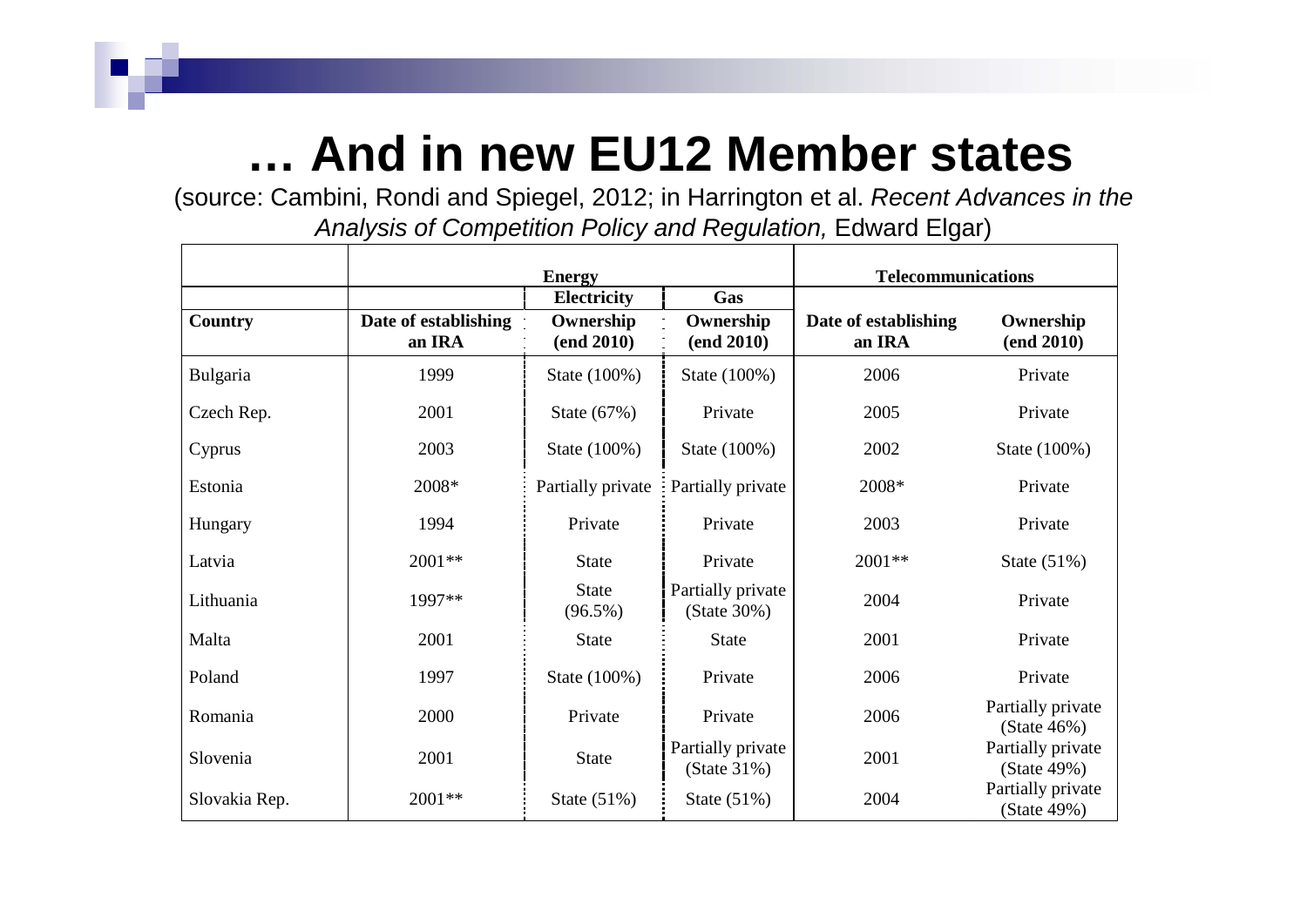# … And in new EU12 Member states

(source: Cambini, Rondi and Spiegel, 2012; in Harrington et al. *Recent Advances in the Analysis of Competition Policy and Regulation,* Edward Elgar)

| | **Energy** | | | **Telecommunications** | |
|---|---|---|---|---|---|
| | | **Electricity** | **Gas** | | |
| **Country** | **Date of establishing an IRA** | **Ownership (end 2010)** | **Ownership (end 2010)** | **Date of establishing an IRA** | **Ownership (end 2010)** |
| Bulgaria | 1999 | State (100%) | State (100%) | 2006 | Private |
| Czech Rep. | 2001 | State (67%) | Private | 2005 | Private |
| Cyprus | 2003 | State (100%) | State (100%) | 2002 | State (100%) |
| Estonia | 2008* | Partially private | Partially private | 2008* | Private |
| Hungary | 1994 | Private | Private | 2003 | Private |
| Latvia | 2001** | State | Private | 2001** | State (51%) |
| Lithuania | 1997** | State (96.5%) | Partially private (State 30%) | 2004 | Private |
| Malta | 2001 | State | State | 2001 | Private |
| Poland | 1997 | State (100%) | Private | 2006 | Private |
| Romania | 2000 | Private | Private | 2006 | Partially private (State 46%) |
| Slovenia | 2001 | State | Partially private (State 31%) | 2001 | Partially private (State 49%) |
| Slovakia Rep. | 2001** | State (51%) | State (51%) | 2004 | Partially private (State 49%) |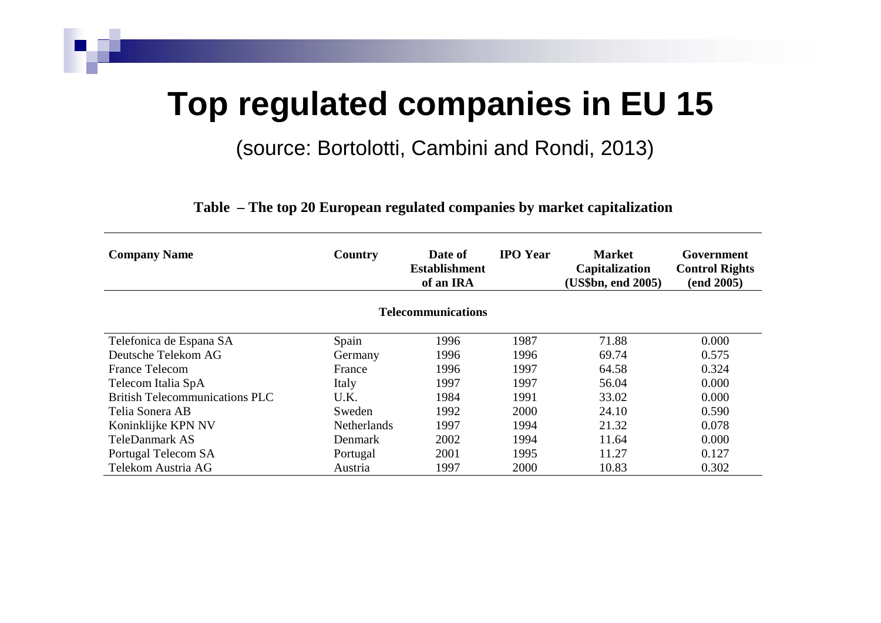# Top regulated companies in EU 15

(source: Bortolotti, Cambini and Rondi, 2013)

**Table – The top 20 European regulated companies by market capitalization**

| Company Name | Country | Date of Establishment of an IRA | IPO Year | Market Capitalization (US$bn, end 2005) | Government Control Rights (end 2005) |
|---|---|---|---|---|---|
| | | **Telecommunications** | | | |
| Telefonica de Espana SA | Spain | 1996 | 1987 | 71.88 | 0.000 |
| Deutsche Telekom AG | Germany | 1996 | 1996 | 69.74 | 0.575 |
| France Telecom | France | 1996 | 1997 | 64.58 | 0.324 |
| Telecom Italia SpA | Italy | 1997 | 1997 | 56.04 | 0.000 |
| British Telecommunications PLC | U.K. | 1984 | 1991 | 33.02 | 0.000 |
| Telia Sonera AB | Sweden | 1992 | 2000 | 24.10 | 0.590 |
| Koninklijke KPN NV | Netherlands | 1997 | 1994 | 21.32 | 0.078 |
| TeleDanmark AS | Denmark | 2002 | 1994 | 11.64 | 0.000 |
| Portugal Telecom SA | Portugal | 2001 | 1995 | 11.27 | 0.127 |
| Telekom Austria AG | Austria | 1997 | 2000 | 10.83 | 0.302 |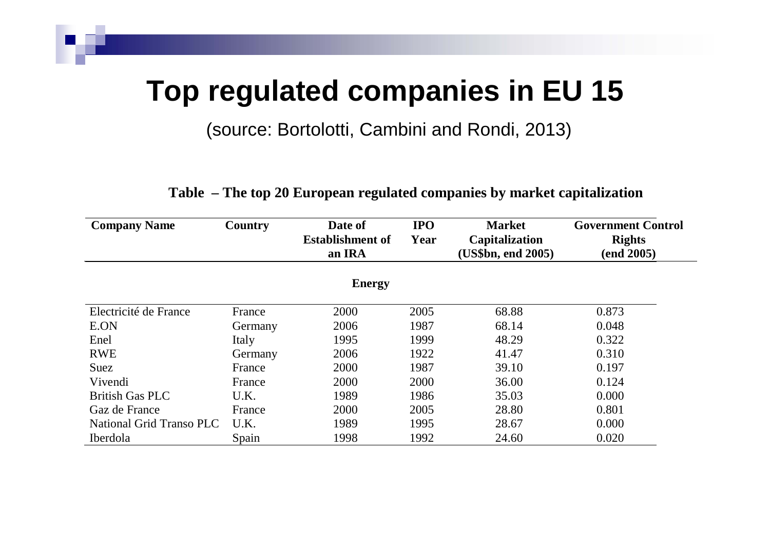# Top regulated companies in EU 15

(source: Bortolotti, Cambini and Rondi, 2013)

**Table – The top 20 European regulated companies by market capitalization**

| Company Name | Country | Date of Establishment of an IRA | IPO Year | Market Capitalization (US$bn, end 2005) | Government Control Rights (end 2005) |
|---|---|---|---|---|---|
| | | **Energy** | | | |
| Electricité de France | France | 2000 | 2005 | 68.88 | 0.873 |
| E.ON | Germany | 2006 | 1987 | 68.14 | 0.048 |
| Enel | Italy | 1995 | 1999 | 48.29 | 0.322 |
| RWE | Germany | 2006 | 1922 | 41.47 | 0.310 |
| Suez | France | 2000 | 1987 | 39.10 | 0.197 |
| Vivendi | France | 2000 | 2000 | 36.00 | 0.124 |
| British Gas PLC | U.K. | 1989 | 1986 | 35.03 | 0.000 |
| Gaz de France | France | 2000 | 2005 | 28.80 | 0.801 |
| National Grid Transo PLC | U.K. | 1989 | 1995 | 28.67 | 0.000 |
| Iberdola | Spain | 1998 | 1992 | 24.60 | 0.020 |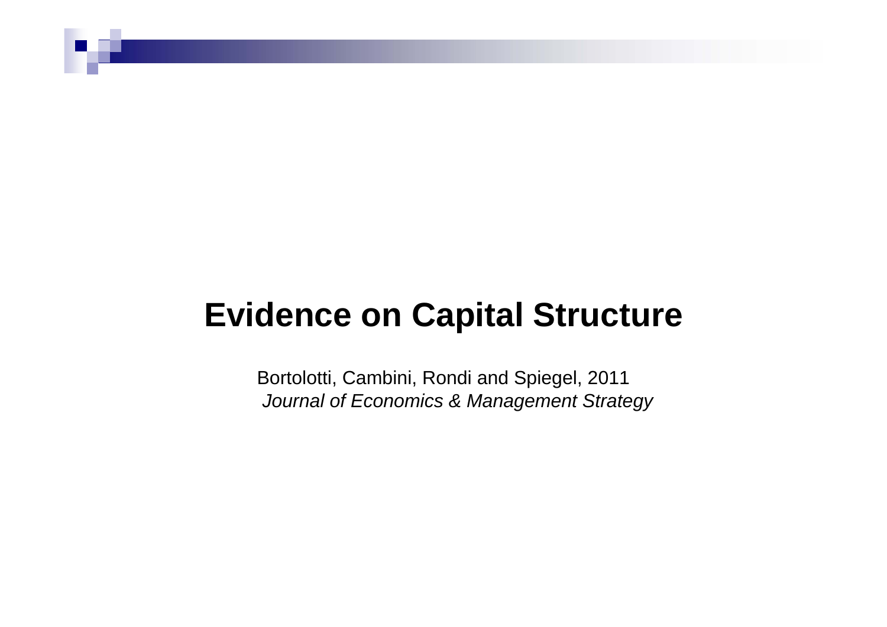# Evidence on Capital Structure

Bortolotti, Cambini, Rondi and Spiegel, 2011
*Journal of Economics & Management Strategy*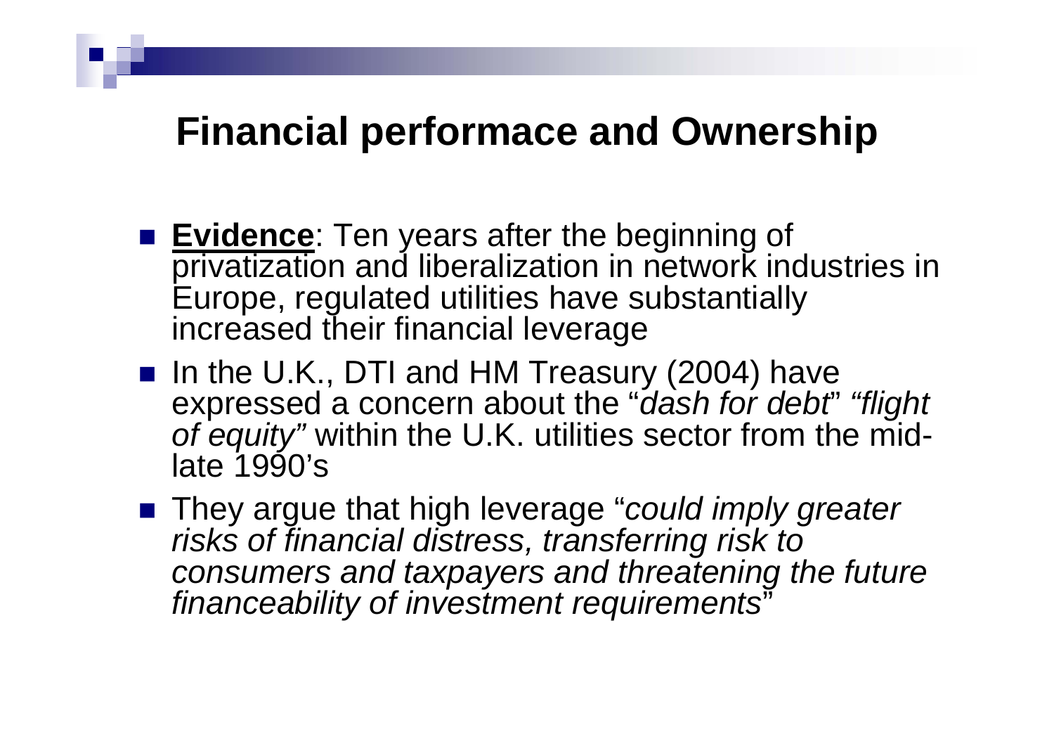## Financial performace and Ownership

- **Evidence**: Ten years after the beginning of privatization and liberalization in network industries in Europe, regulated utilities have substantially increased their financial leverage
- In the U.K., DTI and HM Treasury (2004) have expressed a concern about the "*dash for debt*" *"flight of equity"* within the U.K. utilities sector from the mid-late 1990's
- They argue that high leverage "*could imply greater risks of financial distress, transferring risk to consumers and taxpayers and threatening the future financeability of investment requirements*"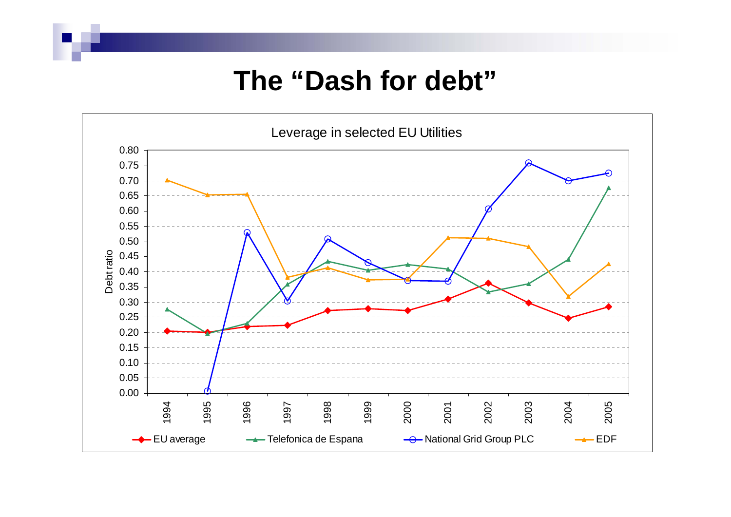# The "Dash for debt"

Leverage in selected EU Utilities

Debt ratio

EU average — Telefonica de Espana — National Grid Group PLC — EDF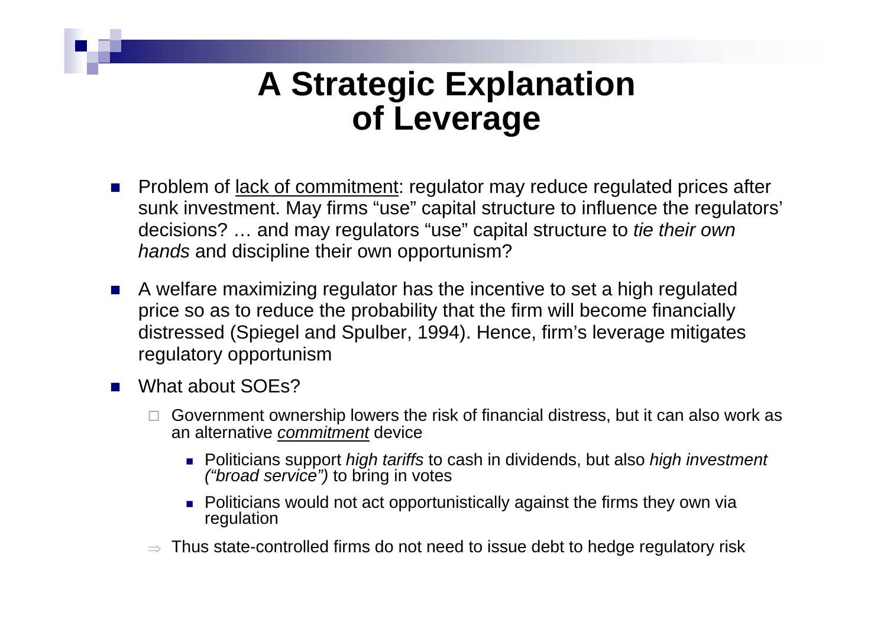# A Strategic Explanation of Leverage

- Problem of lack of commitment: regulator may reduce regulated prices after sunk investment. May firms "use" capital structure to influence the regulators' decisions? … and may regulators "use" capital structure to *tie their own hands* and discipline their own opportunism?
- A welfare maximizing regulator has the incentive to set a high regulated price so as to reduce the probability that the firm will become financially distressed (Spiegel and Spulber, 1994). Hence, firm's leverage mitigates regulatory opportunism
- What about SOEs?
  - Government ownership lowers the risk of financial distress, but it can also work as an alternative ***commitment*** device
    - Politicians support *high tariffs* to cash in dividends, but also *high investment ("broad service")* to bring in votes
    - Politicians would not act opportunistically against the firms they own via regulation
  - ⇒ Thus state-controlled firms do not need to issue debt to hedge regulatory risk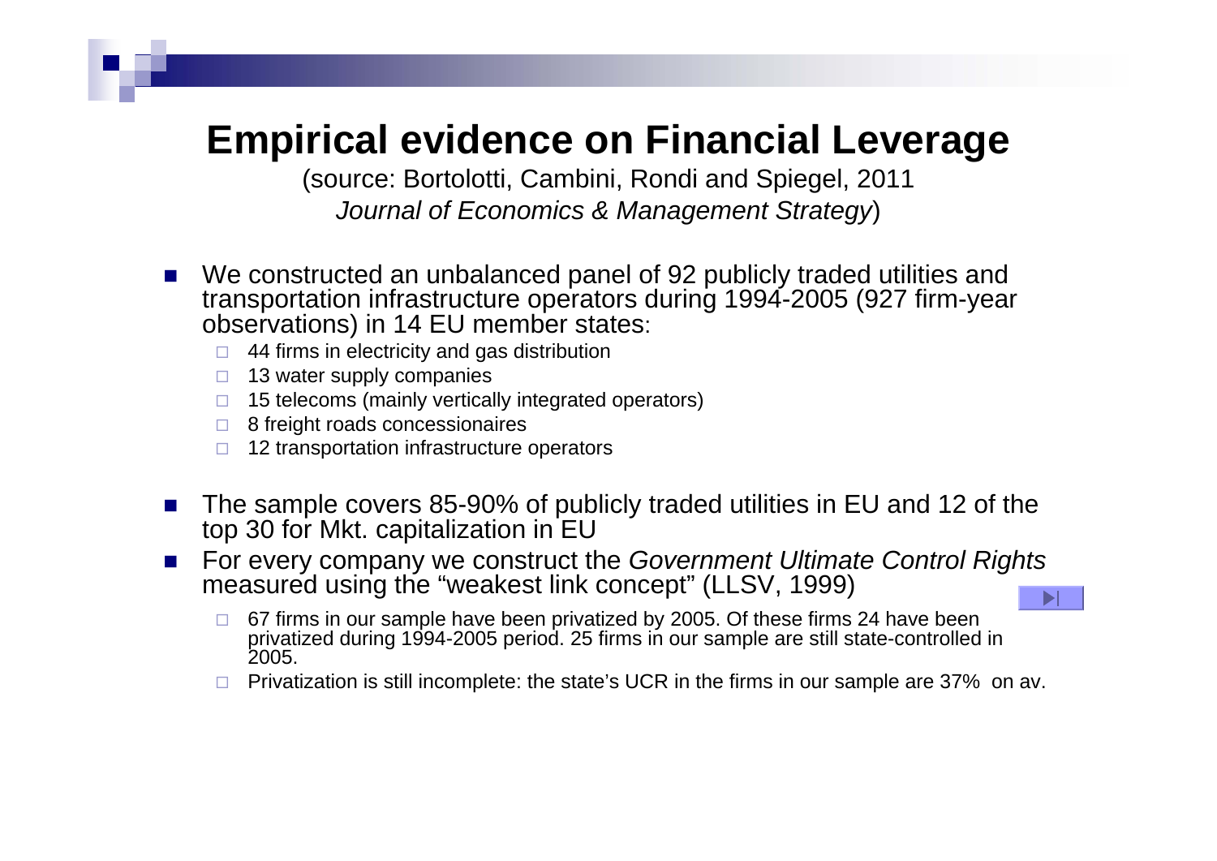# Empirical evidence on Financial Leverage

(source: Bortolotti, Cambini, Rondi and Spiegel, 2011 *Journal of Economics & Management Strategy*)

- We constructed an unbalanced panel of 92 publicly traded utilities and transportation infrastructure operators during 1994-2005 (927 firm-year observations) in 14 EU member states:
  - 44 firms in electricity and gas distribution
  - 13 water supply companies
  - 15 telecoms (mainly vertically integrated operators)
  - 8 freight roads concessionaires
  - 12 transportation infrastructure operators
- The sample covers 85-90% of publicly traded utilities in EU and 12 of the top 30 for Mkt. capitalization in EU
- For every company we construct the *Government Ultimate Control Rights* measured using the "weakest link concept" (LLSV, 1999)
  - 67 firms in our sample have been privatized by 2005. Of these firms 24 have been privatized during 1994-2005 period. 25 firms in our sample are still state-controlled in 2005.
  - Privatization is still incomplete: the state's UCR in the firms in our sample are 37% on av.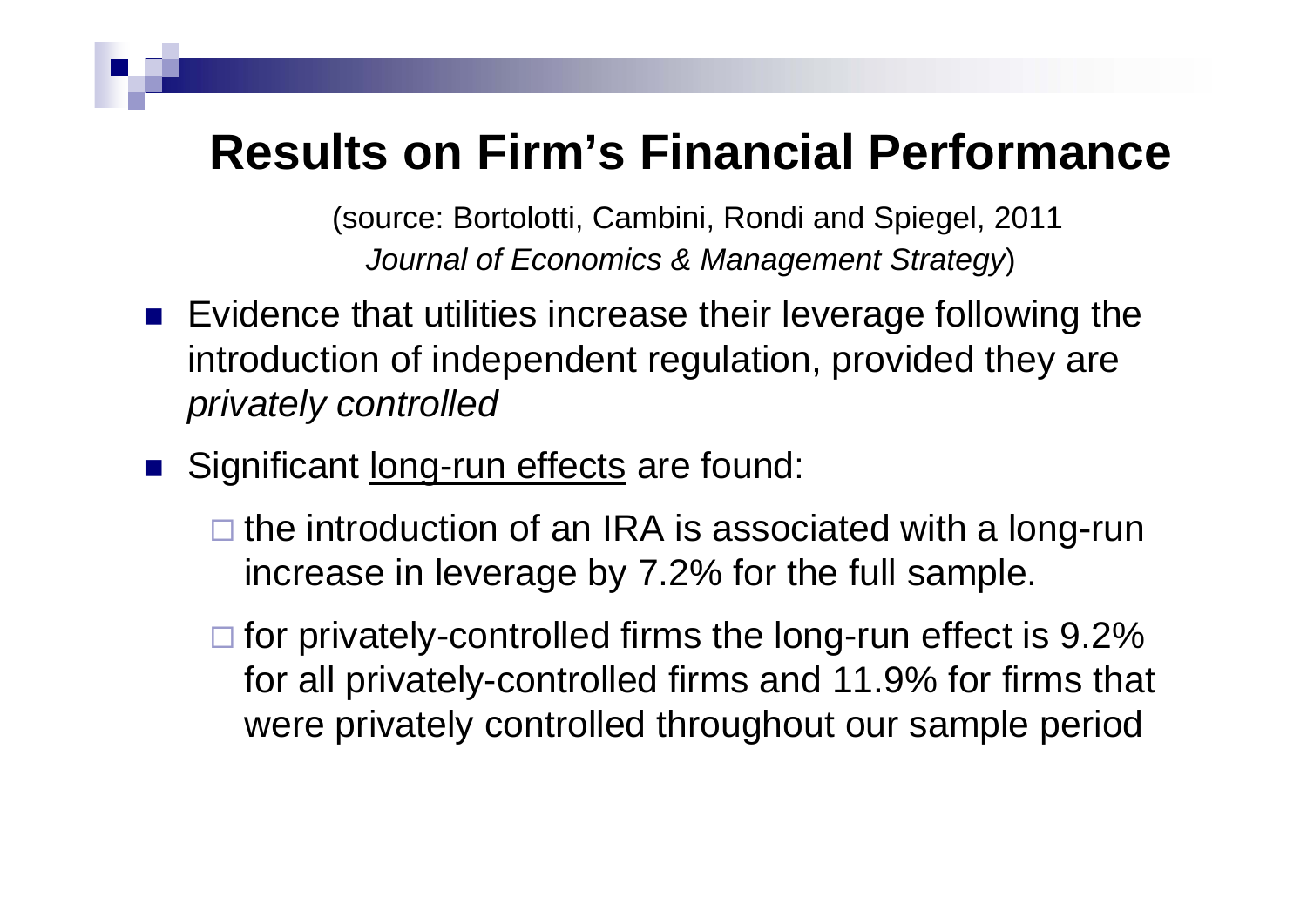# Results on Firm's Financial Performance

(source: Bortolotti, Cambini, Rondi and Spiegel, 2011 *Journal of Economics & Management Strategy*)

- Evidence that utilities increase their leverage following the introduction of independent regulation, provided they are *privately controlled*
- Significant <u>long-run effects</u> are found:
  - the introduction of an IRA is associated with a long-run increase in leverage by 7.2% for the full sample.
  - for privately-controlled firms the long-run effect is 9.2% for all privately-controlled firms and 11.9% for firms that were privately controlled throughout our sample period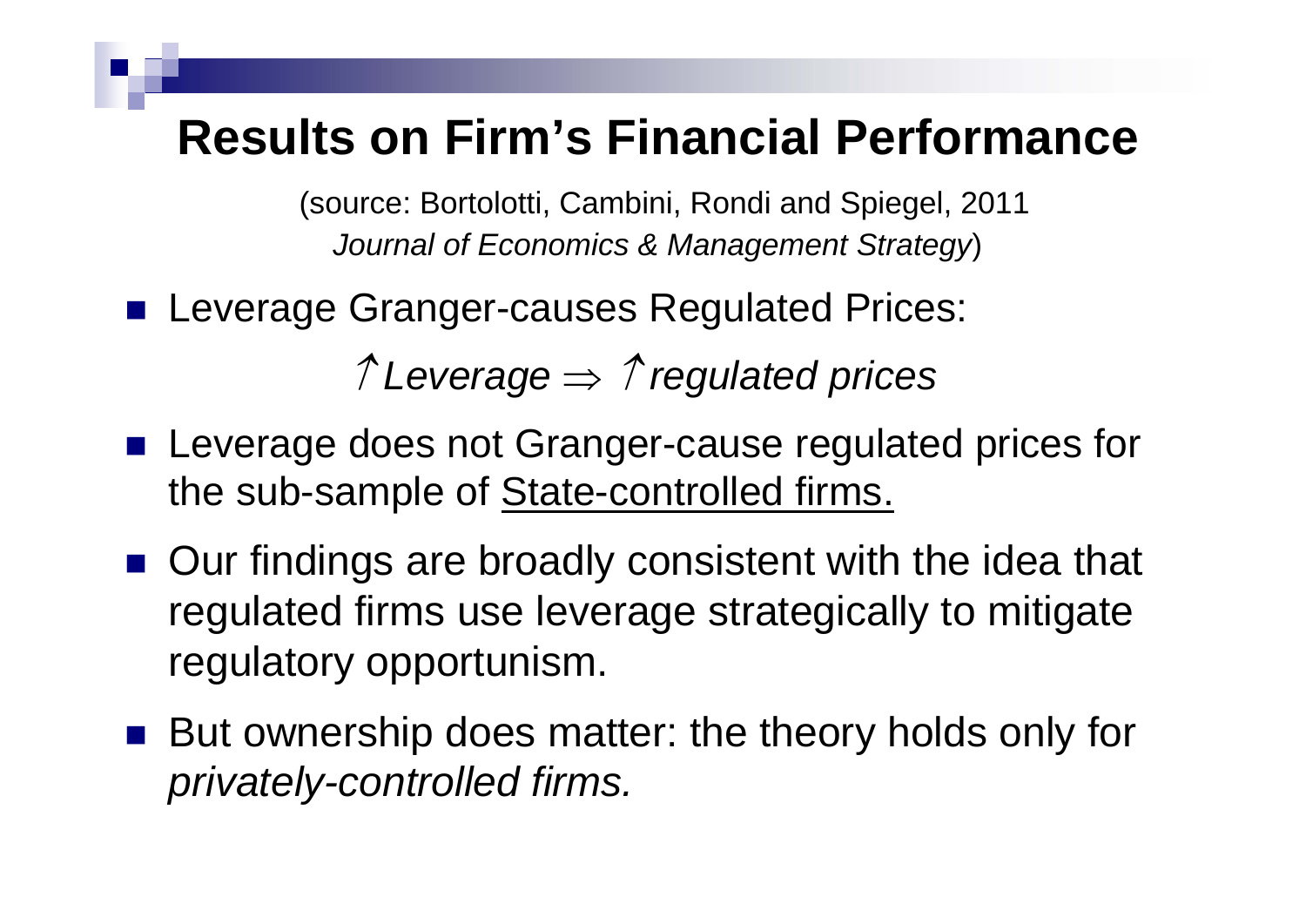# Results on Firm's Financial Performance

(source: Bortolotti, Cambini, Rondi and Spiegel, 2011 *Journal of Economics & Management Strategy*)

- Leverage Granger-causes Regulated Prices:

  $\uparrow$ *Leverage* $\Rightarrow$ $\uparrow$ *regulated prices*

- Leverage does not Granger-cause regulated prices for the sub-sample of <u>State-controlled firms.</u>
- Our findings are broadly consistent with the idea that regulated firms use leverage strategically to mitigate regulatory opportunism.
- But ownership does matter: the theory holds only for *privately-controlled firms.*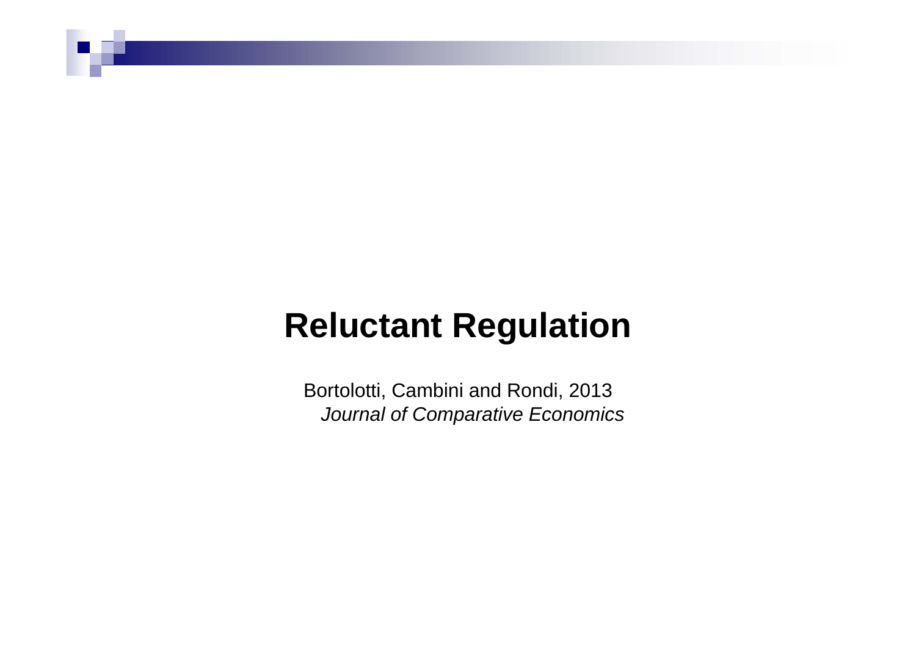# Reluctant Regulation

Bortolotti, Cambini and Rondi, 2013

*Journal of Comparative Economics*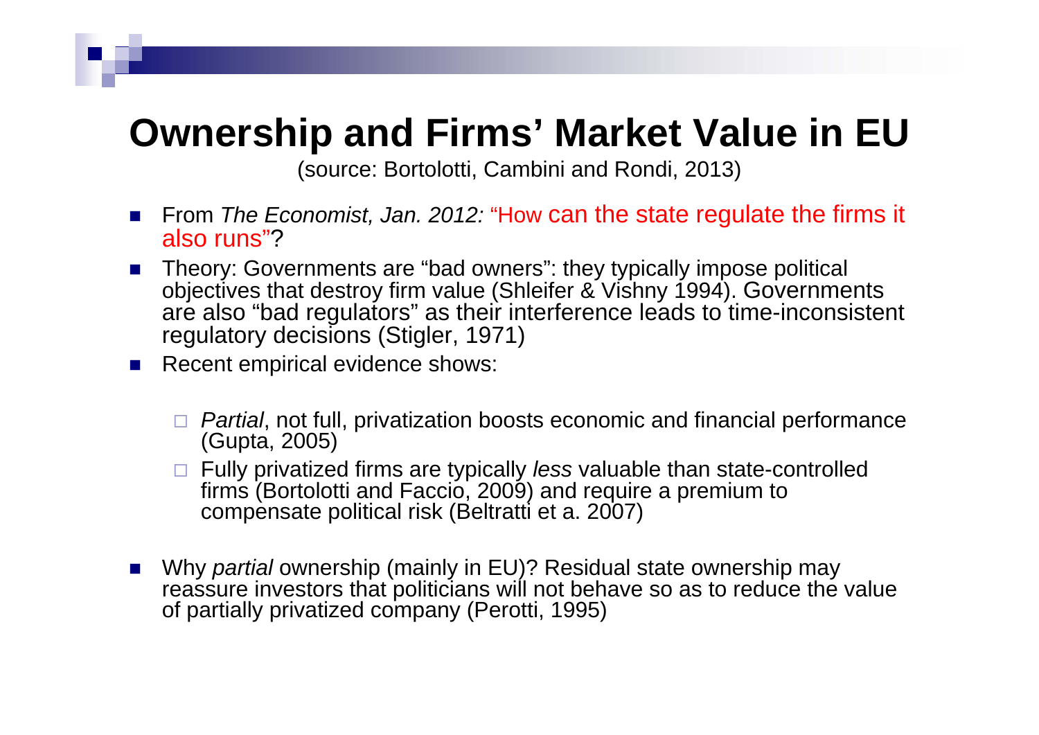# Ownership and Firms' Market Value in EU

(source: Bortolotti, Cambini and Rondi, 2013)

- From *The Economist, Jan. 2012:* "How can the state regulate the firms it also runs"?
- Theory: Governments are "bad owners": they typically impose political objectives that destroy firm value (Shleifer & Vishny 1994). Governments are also "bad regulators" as their interference leads to time-inconsistent regulatory decisions (Stigler, 1971)
- Recent empirical evidence shows:
  - *Partial*, not full, privatization boosts economic and financial performance (Gupta, 2005)
  - Fully privatized firms are typically *less* valuable than state-controlled firms (Bortolotti and Faccio, 2009) and require a premium to compensate political risk (Beltratti et a. 2007)
- Why *partial* ownership (mainly in EU)? Residual state ownership may reassure investors that politicians will not behave so as to reduce the value of partially privatized company (Perotti, 1995)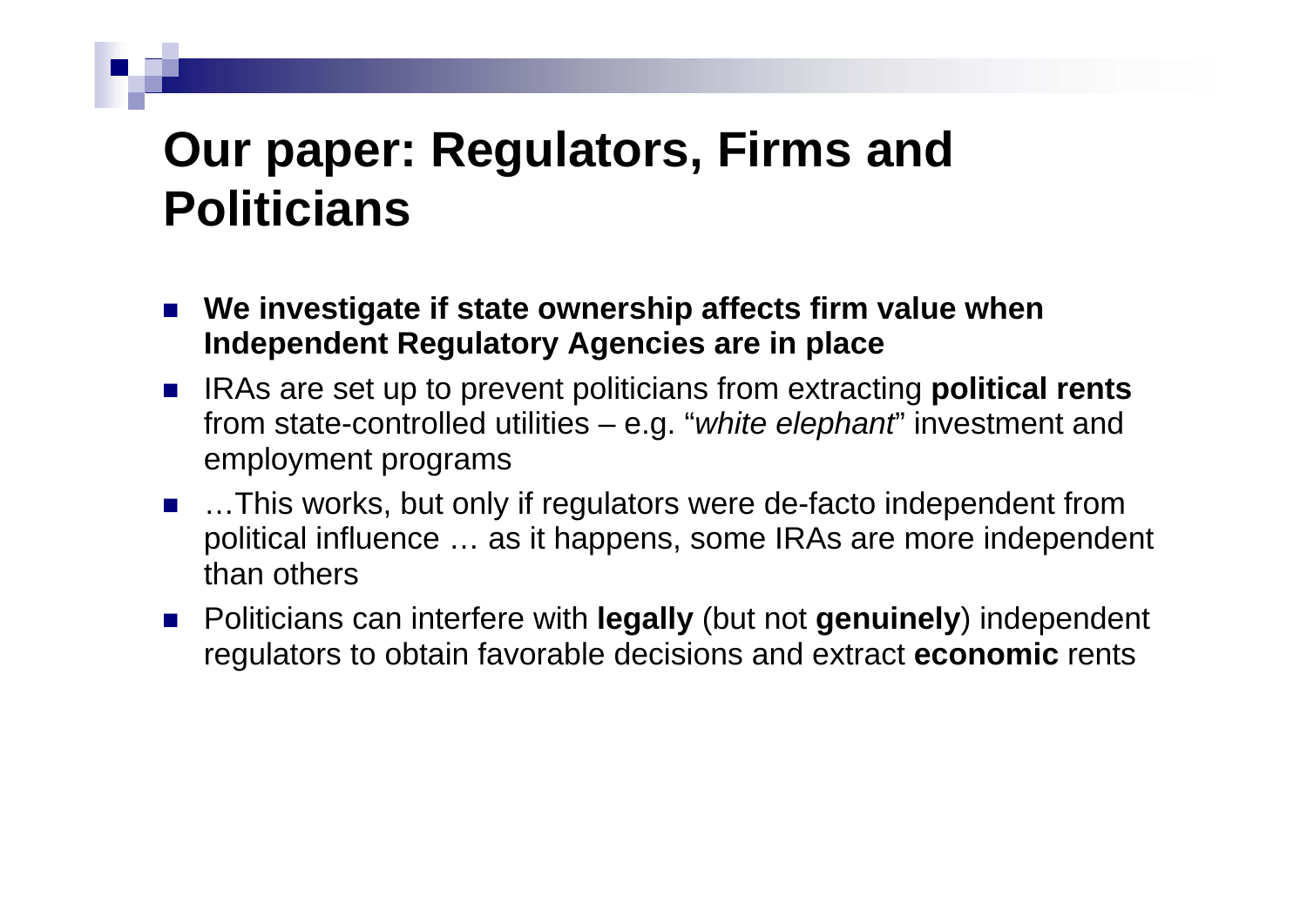# Our paper: Regulators, Firms and Politicians

- **We investigate if state ownership affects firm value when Independent Regulatory Agencies are in place**
- IRAs are set up to prevent politicians from extracting **political rents** from state-controlled utilities – e.g. "*white elephant*" investment and employment programs
- …This works, but only if regulators were de-facto independent from political influence … as it happens, some IRAs are more independent than others
- Politicians can interfere with **legally** (but not **genuinely**) independent regulators to obtain favorable decisions and extract **economic** rents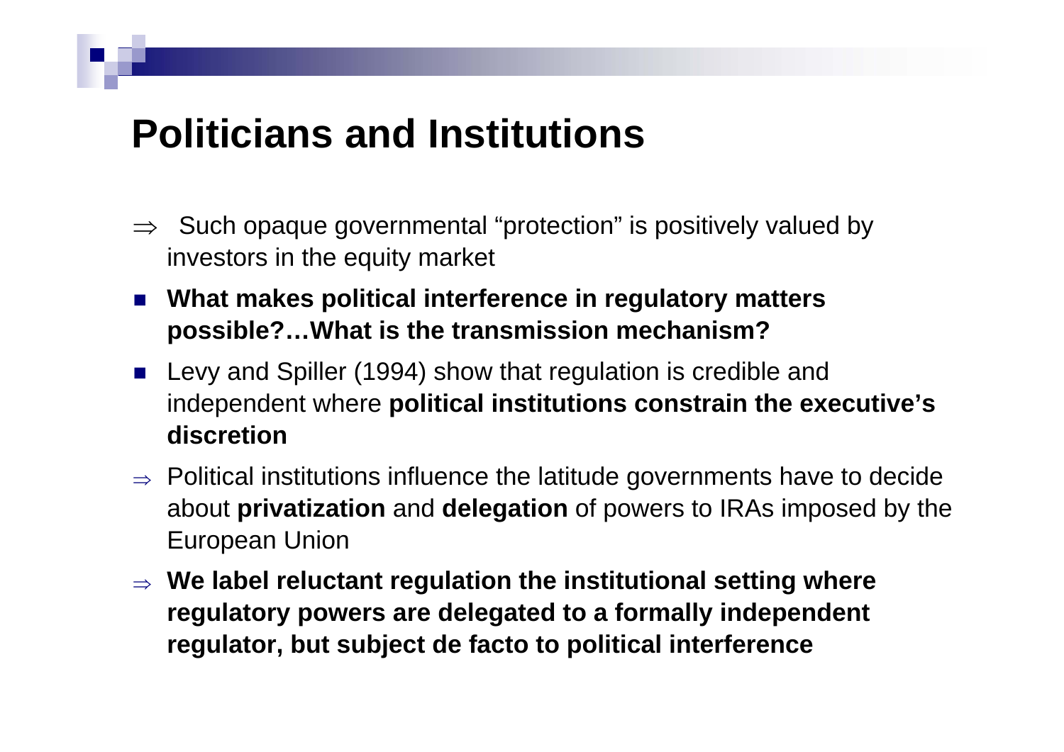# Politicians and Institutions

- ⇒ Such opaque governmental “protection” is positively valued by investors in the equity market
- **What makes political interference in regulatory matters possible?…What is the transmission mechanism?**
- Levy and Spiller (1994) show that regulation is credible and independent where **political institutions constrain the executive’s discretion**
- ⇒ Political institutions influence the latitude governments have to decide about **privatization** and **delegation** of powers to IRAs imposed by the European Union
- ⇒ **We label reluctant regulation the institutional setting where regulatory powers are delegated to a formally independent regulator, but subject de facto to political interference**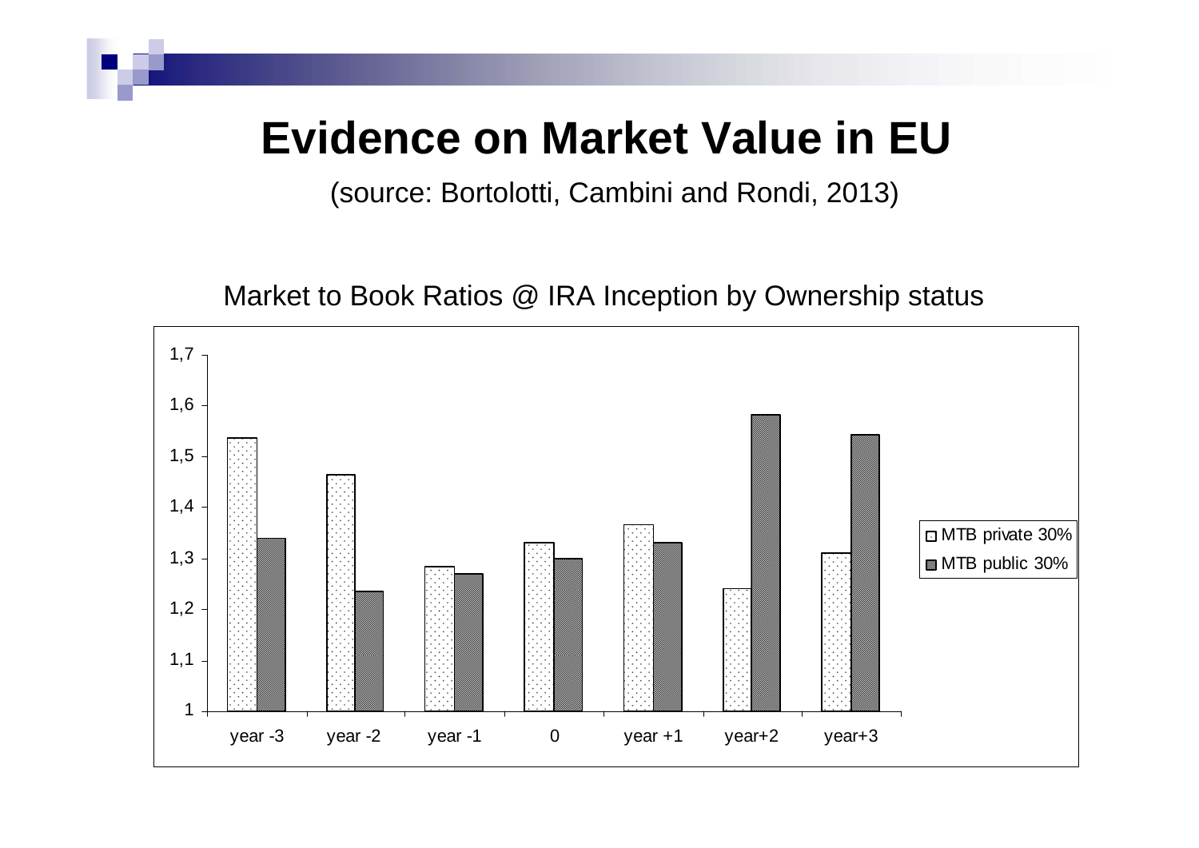# Evidence on Market Value in EU

(source: Bortolotti, Cambini and Rondi, 2013)

Market to Book Ratios @ IRA Inception by Ownership status

| | year -3 | year -2 | year -1 | 0 | year +1 | year+2 | year+3 |
|---|---|---|---|---|---|---|---|
| MTB private 30% | 1,54 | 1,46 | 1,28 | 1,33 | 1,37 | 1,24 | 1,31 |
| MTB public 30% | 1,34 | 1,24 | 1,27 | 1,30 | 1,33 | 1,58 | 1,54 |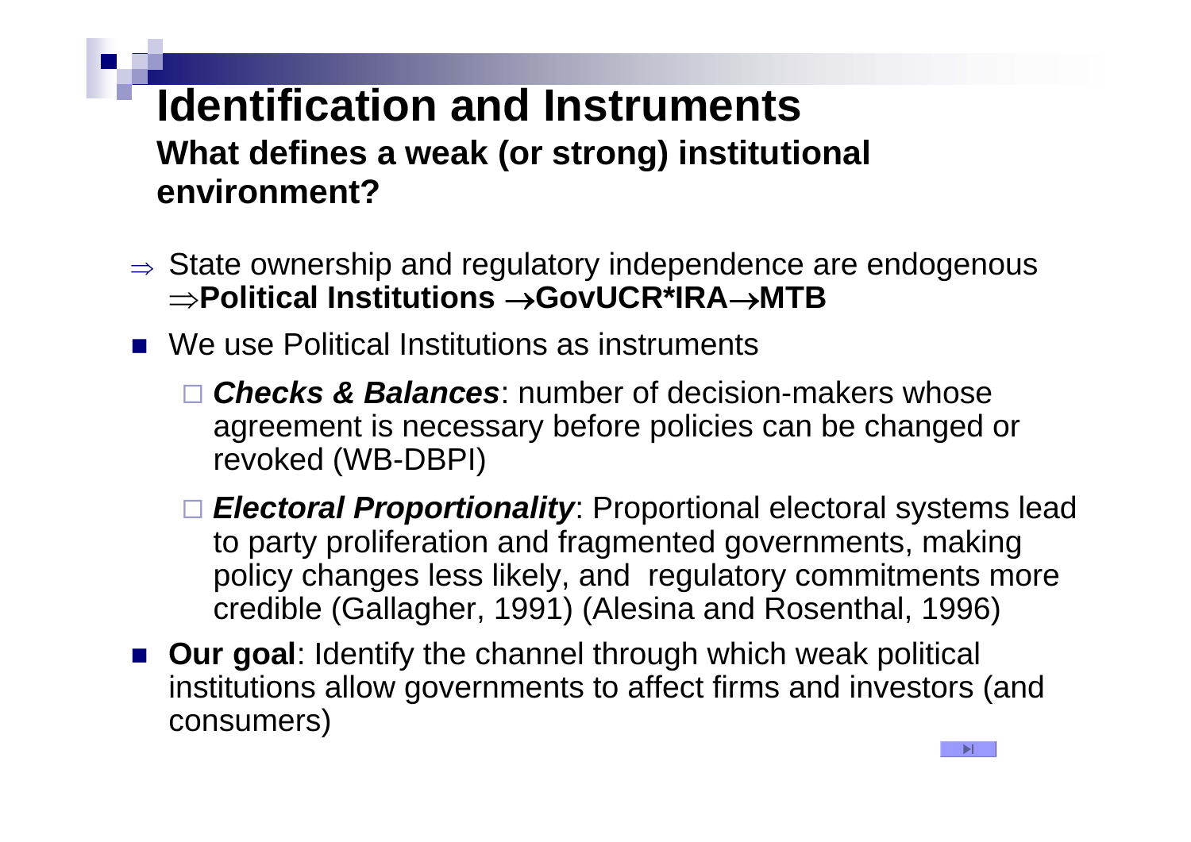# Identification and Instruments

## What defines a weak (or strong) institutional environment?

- $\Rightarrow$ State ownership and regulatory independence are endogenous $\Rightarrow$**Political Institutions $\rightarrow$GovUCR*IRA$\rightarrow$MTB**
- We use Political Institutions as instruments
  - ***Checks & Balances***: number of decision-makers whose agreement is necessary before policies can be changed or revoked (WB-DBPI)
  - ***Electoral Proportionality***: Proportional electoral systems lead to party proliferation and fragmented governments, making policy changes less likely, and regulatory commitments more credible (Gallagher, 1991) (Alesina and Rosenthal, 1996)
- **Our goal**: Identify the channel through which weak political institutions allow governments to affect firms and investors (and consumers)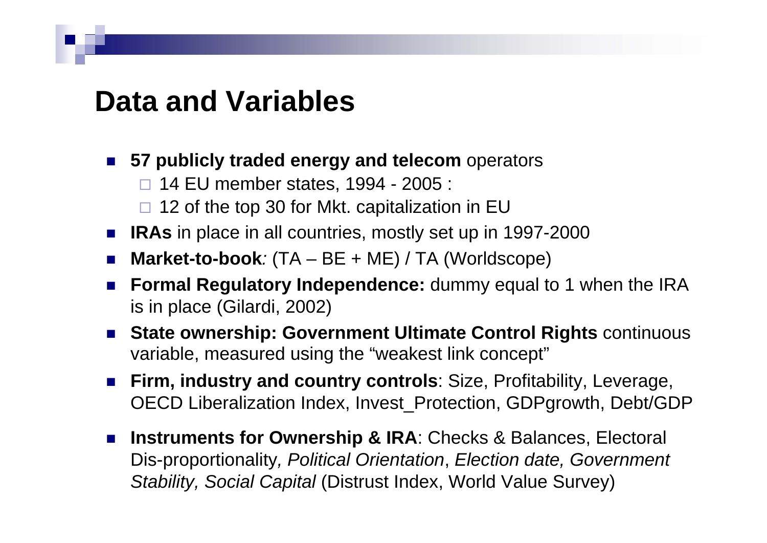# Data and Variables

- **57 publicly traded energy and telecom** operators
  - 14 EU member states, 1994 - 2005 :
  - 12 of the top 30 for Mkt. capitalization in EU
- **IRAs** in place in all countries, mostly set up in 1997-2000
- **Market-to-book***:* (TA – BE + ME) / TA (Worldscope)
- **Formal Regulatory Independence:** dummy equal to 1 when the IRA is in place (Gilardi, 2002)
- **State ownership: Government Ultimate Control Rights** continuous variable, measured using the "weakest link concept"
- **Firm, industry and country controls**: Size, Profitability, Leverage, OECD Liberalization Index, Invest_Protection, GDPgrowth, Debt/GDP
- **Instruments for Ownership & IRA**: Checks & Balances, Electoral Dis-proportionality*, Political Orientation*, *Election date, Government Stability, Social Capital* (Distrust Index, World Value Survey)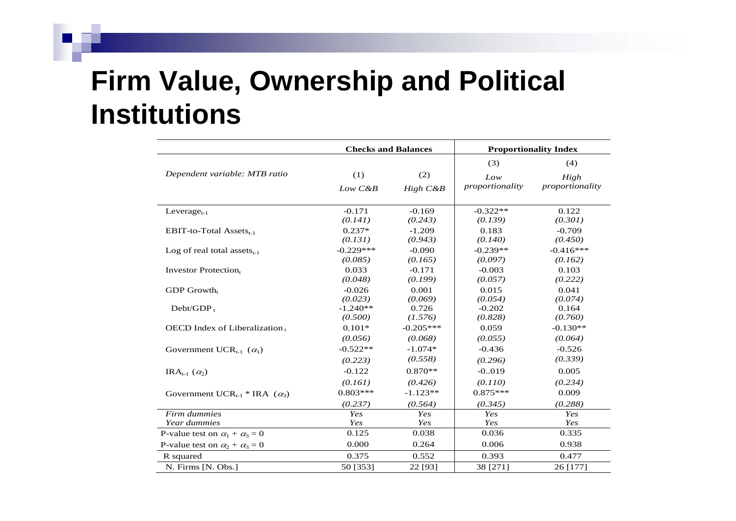# Firm Value, Ownership and Political Institutions

| | Checks and Balances | | Proportionality Index | |
|---|---|---|---|---|
| *Dependent variable: MTB ratio* | (1) *Low C&B* | (2) *High C&B* | (3) *Low proportionality* | (4) *High proportionality* |
| $\text{Leverage}_{t-1}$ | -0.171 | -0.169 | -0.322** | 0.122 |
| | *(0.141)* | *(0.243)* | *(0.139)* | *(0.301)* |
| $\text{EBIT-to-Total Assets}_{t-1}$ | 0.237* | -1.209 | 0.183 | -0.709 |
| | *(0.131)* | *(0.943)* | *(0.140)* | *(0.450)* |
| $\text{Log of real total assets}_{t-1}$ | -0.229*** | -0.090 | -0.239** | -0.416*** |
| | *(0.085)* | *(0.165)* | *(0.097)* | *(0.162)* |
| $\text{Investor Protection}_t$ | 0.033 | -0.171 | -0.003 | 0.103 |
| | *(0.048)* | *(0.199)* | *(0.057)* | *(0.222)* |
| $\text{GDP Growth}_t$ | -0.026 | 0.001 | 0.015 | 0.041 |
| | *(0.023)* | *(0.069)* | *(0.054)* | *(0.074)* |
| $\text{Debt/GDP}_t$ | -1.240** | 0.726 | -0.202 | 0.164 |
| | *(0.500)* | *(1.576)* | *(0.828)* | *(0.760)* |
| $\text{OECD Index of Liberalization}_t$ | 0.101* | -0.205*** | 0.059 | -0.130** |
| | *(0.056)* | *(0.068)* | *(0.055)* | *(0.064)* |
| $\text{Government UCR}_{t-1}$ ($\alpha_1$) | -0.522** | -1.074* | -0.436 | -0.526 |
| | *(0.223)* | *(0.558)* | *(0.296)* | *(0.339)* |
| $\text{IRA}_{t-1}$ ($\alpha_2$) | -0.122 | 0.870** | -0..019 | 0.005 |
| | *(0.161)* | *(0.426)* | *(0.110)* | *(0.234)* |
| $\text{Government UCR}_{t-1}$ * IRA ($\alpha_3$) | 0.803*** | -1.123** | 0.875*** | 0.009 |
| | *(0.237)* | *(0.564)* | *(0.345)* | *(0.288)* |
| *Firm dummies* | *Yes* | *Yes* | *Yes* | *Yes* |
| *Year dummies* | *Yes* | *Yes* | *Yes* | *Yes* |
| P-value test on $\alpha_1 + \alpha_3 = 0$ | 0.125 | 0.038 | 0.036 | 0.335 |
| P-value test on $\alpha_2 + \alpha_3 = 0$ | 0.000 | 0.264 | 0.006 | 0.938 |
| R squared | 0.375 | 0.552 | 0.393 | 0.477 |
| N. Firms [N. Obs.] | 50 [353] | 22 [93] | 38 [271] | 26 [177] |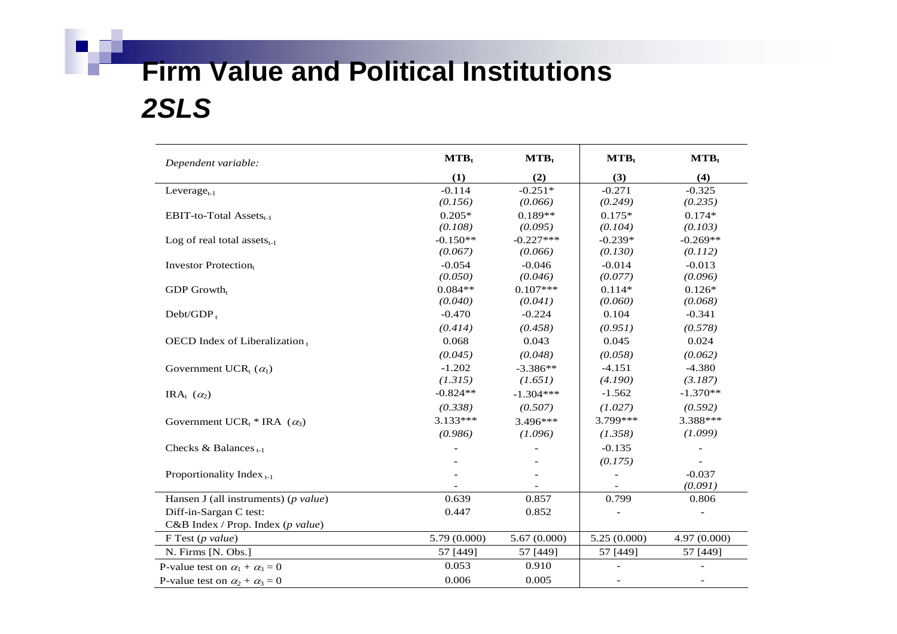# Firm Value and Political Institutions

## *2SLS*

| *Dependent variable:* | $MTB_t$ | $MTB_t$ | $MTB_t$ | $MTB_t$ |
|---|---|---|---|---|
| | **(1)** | **(2)** | **(3)** | **(4)** |
| $\text{Leverage}_{t-1}$ | -0.114 | -0.251* | -0.271 | -0.325 |
| | *(0.156)* | *(0.066)* | *(0.249)* | *(0.235)* |
| EBIT-to-Total $\text{Assets}_{t-1}$ | 0.205* | 0.189** | 0.175* | 0.174* |
| | *(0.108)* | *(0.095)* | *(0.104)* | *(0.103)* |
| Log of real total $\text{assets}_{t-1}$ | -0.150** | -0.227*** | -0.239* | -0.269** |
| | *(0.067)* | *(0.066)* | *(0.130)* | *(0.112)* |
| Investor $\text{Protection}_t$ | -0.054 | -0.046 | -0.014 | -0.013 |
| | *(0.050)* | *(0.046)* | *(0.077)* | *(0.096)* |
| GDP $\text{Growth}_t$ | 0.084** | 0.107*** | 0.114* | 0.126* |
| | *(0.040)* | *(0.041)* | *(0.060)* | *(0.068)* |
| $\text{Debt/GDP}_t$ | -0.470 | -0.224 | 0.104 | -0.341 |
| | *(0.414)* | *(0.458)* | *(0.951)* | *(0.578)* |
| OECD Index of $\text{Liberalization}_t$ | 0.068 | 0.043 | 0.045 | 0.024 |
| | *(0.045)* | *(0.048)* | *(0.058)* | *(0.062)* |
| Government $\text{UCR}_t$ ($\alpha_1$) | -1.202 | -3.386** | -4.151 | -4.380 |
| | *(1.315)* | *(1.651)* | *(4.190)* | *(3.187)* |
| $\text{IRA}_t$ ($\alpha_2$) | -0.824** | -1.304*** | -1.562 | -1.370** |
| | *(0.338)* | *(0.507)* | *(1.027)* | *(0.592)* |
| Government $\text{UCR}_t$ * IRA ($\alpha_3$) | 3.133*** | 3.496*** | 3.799*** | 3.388*** |
| | *(0.986)* | *(1.096)* | *(1.358)* | *(1.099)* |
| Checks & $\text{Balances}_{t-1}$ | - | - | -0.135 | - |
| | - | - | *(0.175)* | - |
| Proportionality $\text{Index}_{t-1}$ | - | - | - | -0.037 |
| | - | - | - | *(0.091)* |
| Hansen J (all instruments) (*p value*) | 0.639 | 0.857 | 0.799 | 0.806 |
| Diff-in-Sargan C test: C&B Index / Prop. Index (*p value*) | 0.447 | 0.852 | - | - |
| F Test (*p value*) | 5.79 (0.000) | 5.67 (0.000) | 5.25 (0.000) | 4.97 (0.000) |
| N. Firms [N. Obs.] | 57 [449] | 57 [449] | 57 [449] | 57 [449] |
| P-value test on $\alpha_1 + \alpha_3 = 0$ | 0.053 | 0.910 | - | - |
| P-value test on $\alpha_2 + \alpha_3 = 0$ | 0.006 | 0.005 | - | - |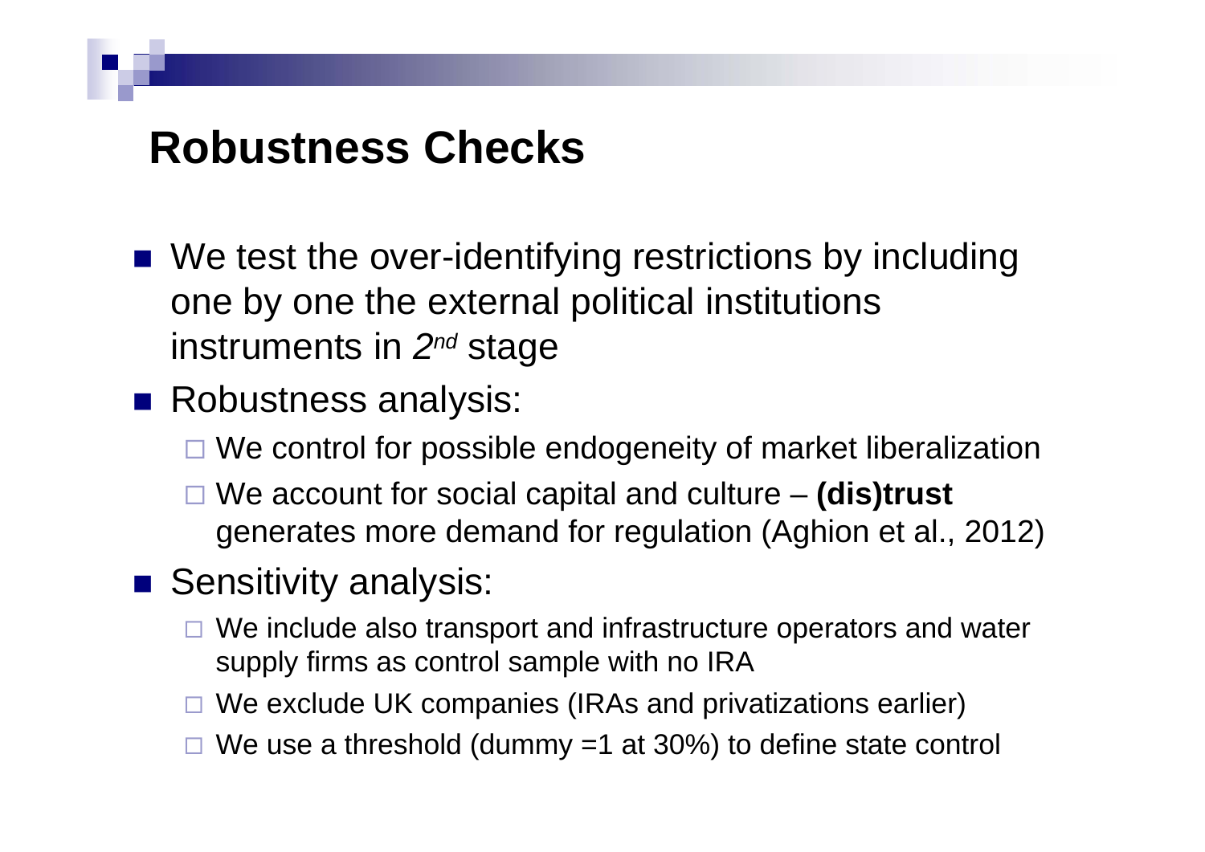## Robustness Checks

- We test the over-identifying restrictions by including one by one the external political institutions instruments in *2nd* stage
- Robustness analysis:
  - We control for possible endogeneity of market liberalization
  - We account for social capital and culture – **(dis)trust** generates more demand for regulation (Aghion et al., 2012)
- Sensitivity analysis:
  - We include also transport and infrastructure operators and water supply firms as control sample with no IRA
  - We exclude UK companies (IRAs and privatizations earlier)
  - We use a threshold (dummy =1 at 30%) to define state control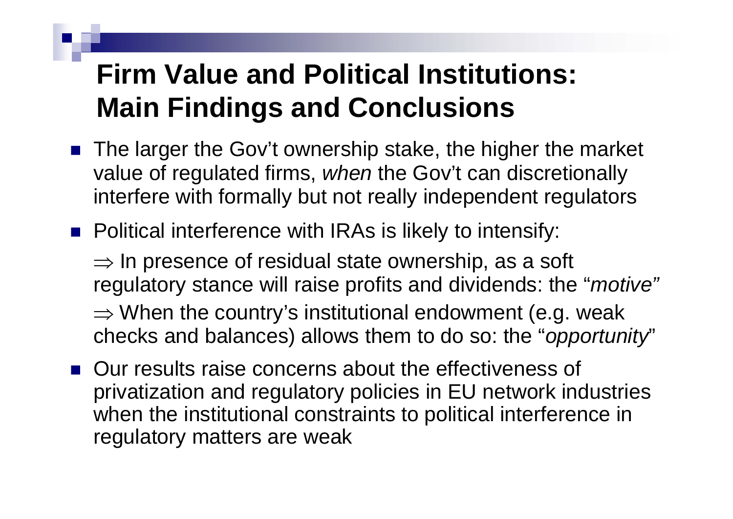# Firm Value and Political Institutions: Main Findings and Conclusions

- The larger the Gov't ownership stake, the higher the market value of regulated firms, *when* the Gov't can discretionally interfere with formally but not really independent regulators
- Political interference with IRAs is likely to intensify:

  $\Rightarrow$ In presence of residual state ownership, as a soft regulatory stance will raise profits and dividends: the "*motive*"

  $\Rightarrow$ When the country's institutional endowment (e.g. weak checks and balances) allows them to do so: the "*opportunity*"
- Our results raise concerns about the effectiveness of privatization and regulatory policies in EU network industries when the institutional constraints to political interference in regulatory matters are weak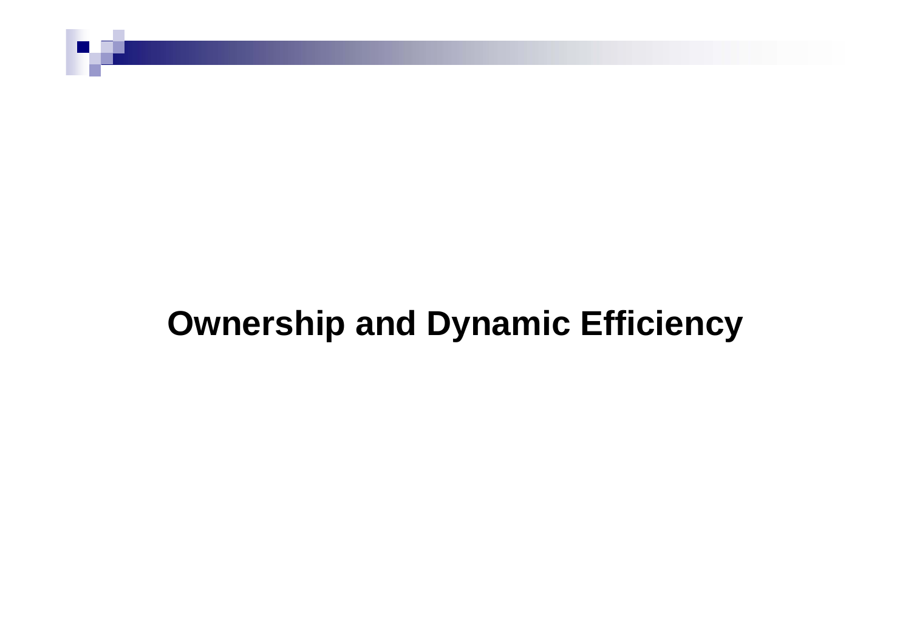# Ownership and Dynamic Efficiency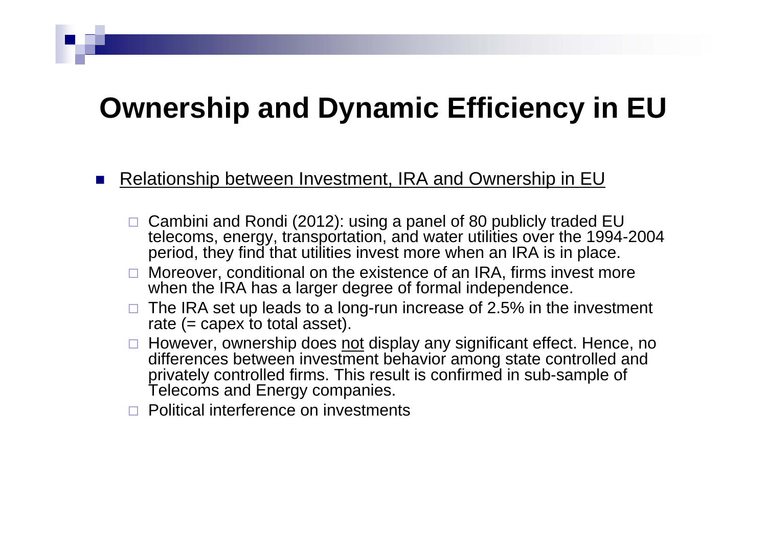# Ownership and Dynamic Efficiency in EU

- Relationship between Investment, IRA and Ownership in EU
  - Cambini and Rondi (2012): using a panel of 80 publicly traded EU telecoms, energy, transportation, and water utilities over the 1994-2004 period, they find that utilities invest more when an IRA is in place.
  - Moreover, conditional on the existence of an IRA, firms invest more when the IRA has a larger degree of formal independence.
  - The IRA set up leads to a long-run increase of 2.5% in the investment rate (= capex to total asset).
  - However, ownership does not display any significant effect. Hence, no differences between investment behavior among state controlled and privately controlled firms. This result is confirmed in sub-sample of Telecoms and Energy companies.
  - Political interference on investments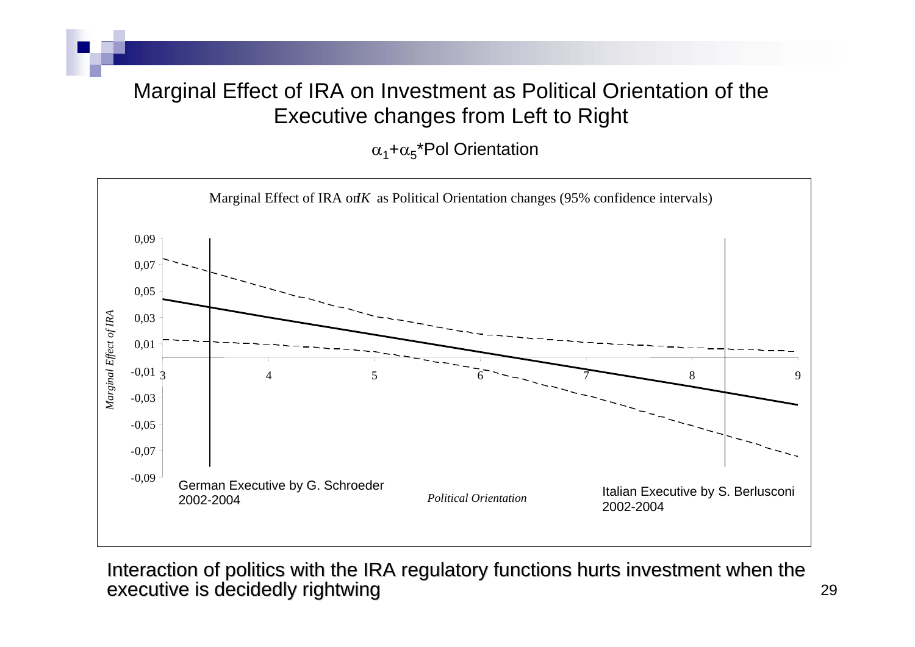# Marginal Effect of IRA on Investment as Political Orientation of the Executive changes from Left to Right

$\alpha_1+\alpha_5$*Pol Orientation

Marginal Effect of IRA on *IK* as Political Orientation changes (95% confidence intervals)

*Marginal Effect of IRA*

German Executive by G. Schroeder 2002-2004

*Political Orientation*

Italian Executive by S. Berlusconi 2002-2004

Interaction of politics with the IRA regulatory functions hurts investment when the executive is decidedly rightwing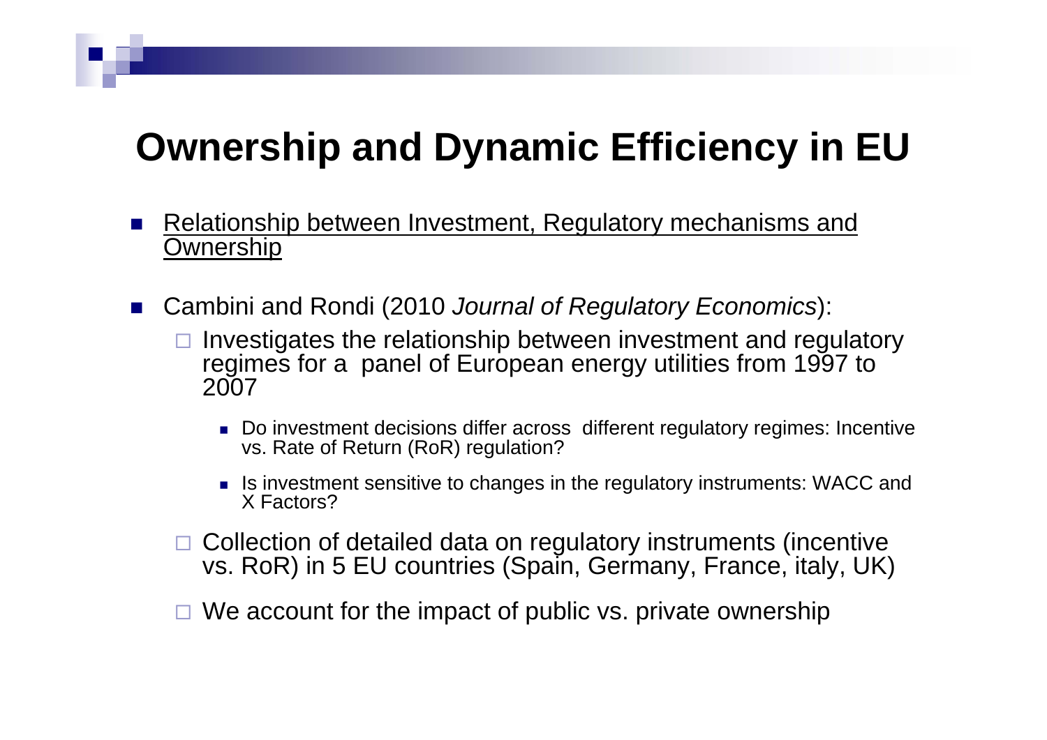# Ownership and Dynamic Efficiency in EU

- Relationship between Investment, Regulatory mechanisms and Ownership

- Cambini and Rondi (2010 *Journal of Regulatory Economics*):
  - Investigates the relationship between investment and regulatory regimes for a panel of European energy utilities from 1997 to 2007
    - Do investment decisions differ across different regulatory regimes: Incentive vs. Rate of Return (RoR) regulation?
    - Is investment sensitive to changes in the regulatory instruments: WACC and X Factors?
  - Collection of detailed data on regulatory instruments (incentive vs. RoR) in 5 EU countries (Spain, Germany, France, italy, UK)
  - We account for the impact of public vs. private ownership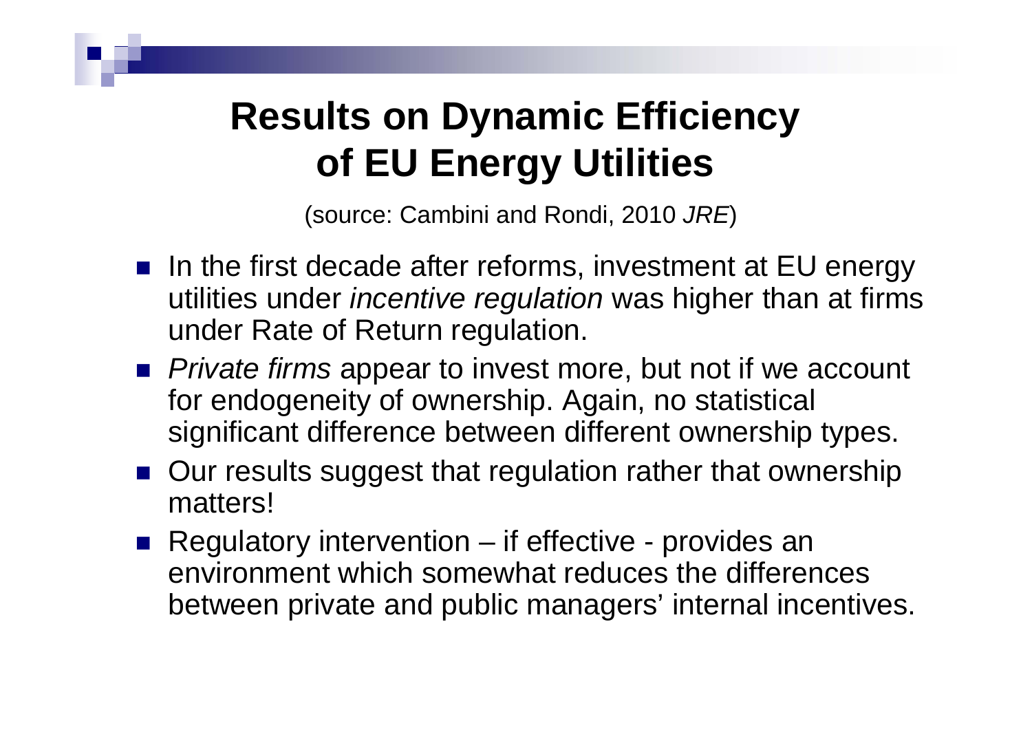# Results on Dynamic Efficiency of EU Energy Utilities

(source: Cambini and Rondi, 2010 *JRE*)

- In the first decade after reforms, investment at EU energy utilities under *incentive regulation* was higher than at firms under Rate of Return regulation.
- *Private firms* appear to invest more, but not if we account for endogeneity of ownership. Again, no statistical significant difference between different ownership types.
- Our results suggest that regulation rather that ownership matters!
- Regulatory intervention – if effective - provides an environment which somewhat reduces the differences between private and public managers' internal incentives.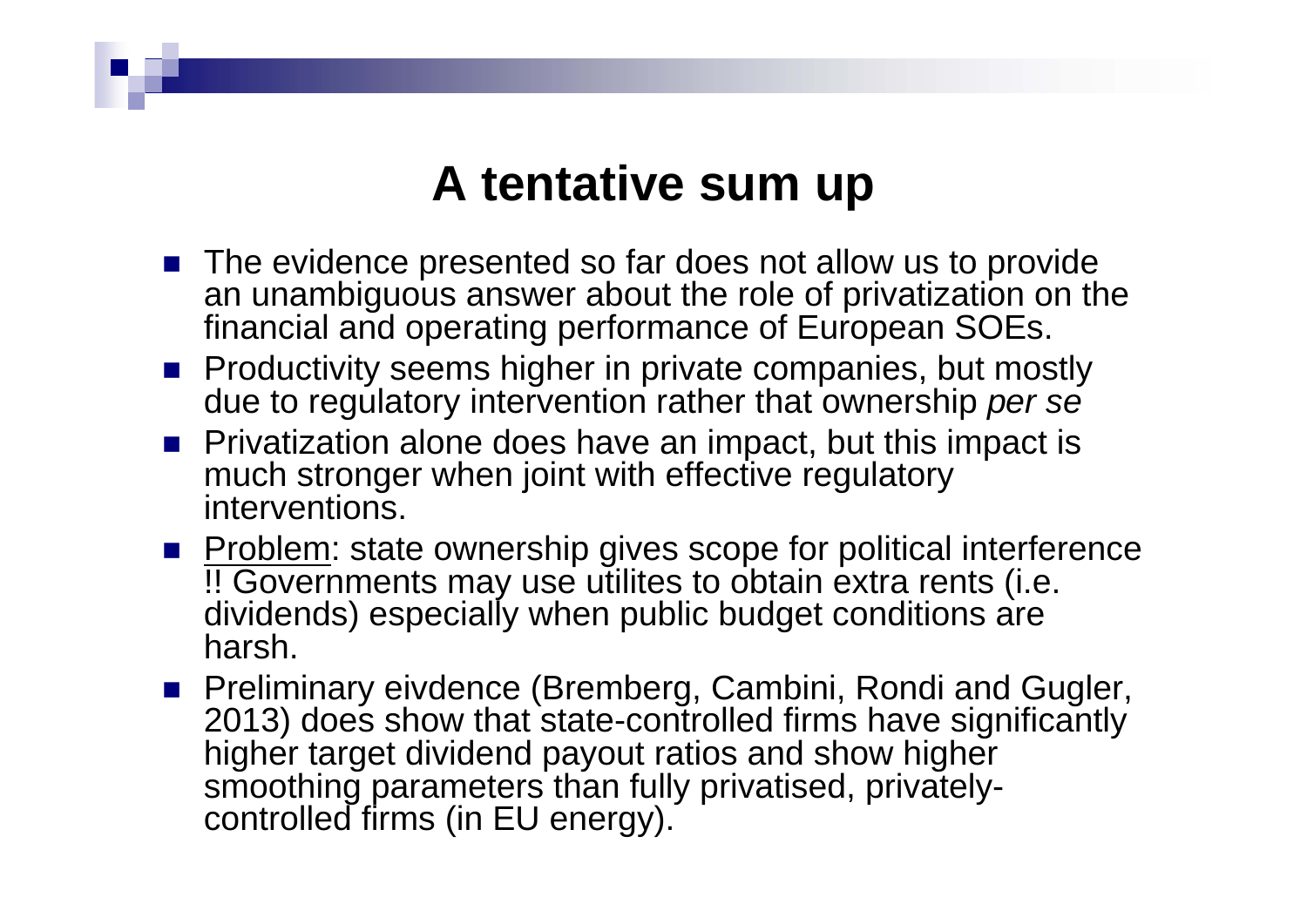# A tentative sum up

- The evidence presented so far does not allow us to provide an unambiguous answer about the role of privatization on the financial and operating performance of European SOEs.
- Productivity seems higher in private companies, but mostly due to regulatory intervention rather that ownership *per se*
- Privatization alone does have an impact, but this impact is much stronger when joint with effective regulatory interventions.
- <u>Problem</u>: state ownership gives scope for political interference !! Governments may use utilites to obtain extra rents (i.e. dividends) especially when public budget conditions are harsh.
- Preliminary eivdence (Bremberg, Cambini, Rondi and Gugler, 2013) does show that state-controlled firms have significantly higher target dividend payout ratios and show higher smoothing parameters than fully privatised, privately-controlled firms (in EU energy).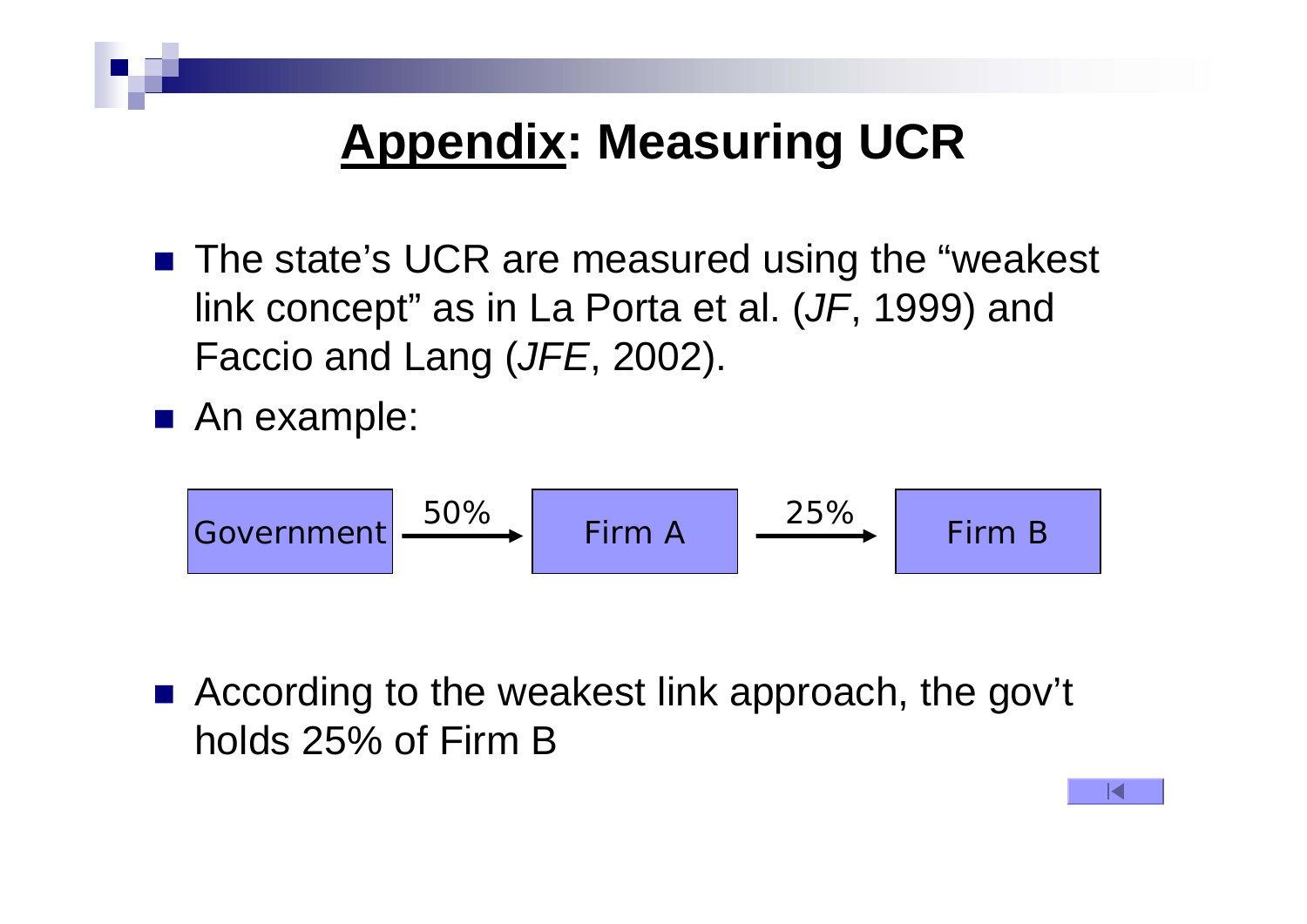# **Appendix**: Measuring UCR

- The state's UCR are measured using the "weakest link concept" as in La Porta et al. (*JF*, 1999) and Faccio and Lang (*JFE*, 2002).
- An example:

Government —50%→ Firm A —25%→ Firm B

- According to the weakest link approach, the gov't holds 25% of Firm B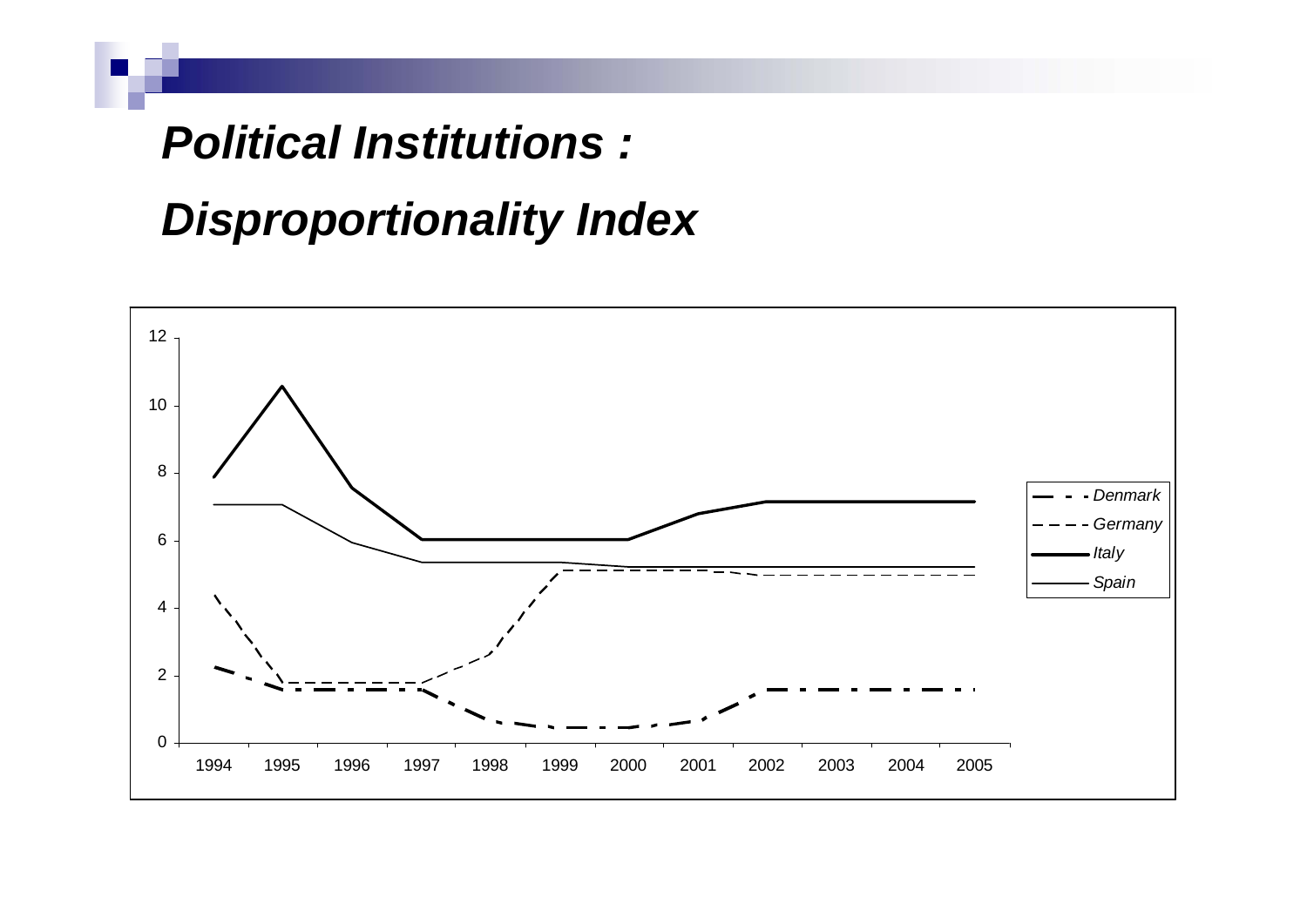# *Political Institutions :*

# *Disproportionality Index*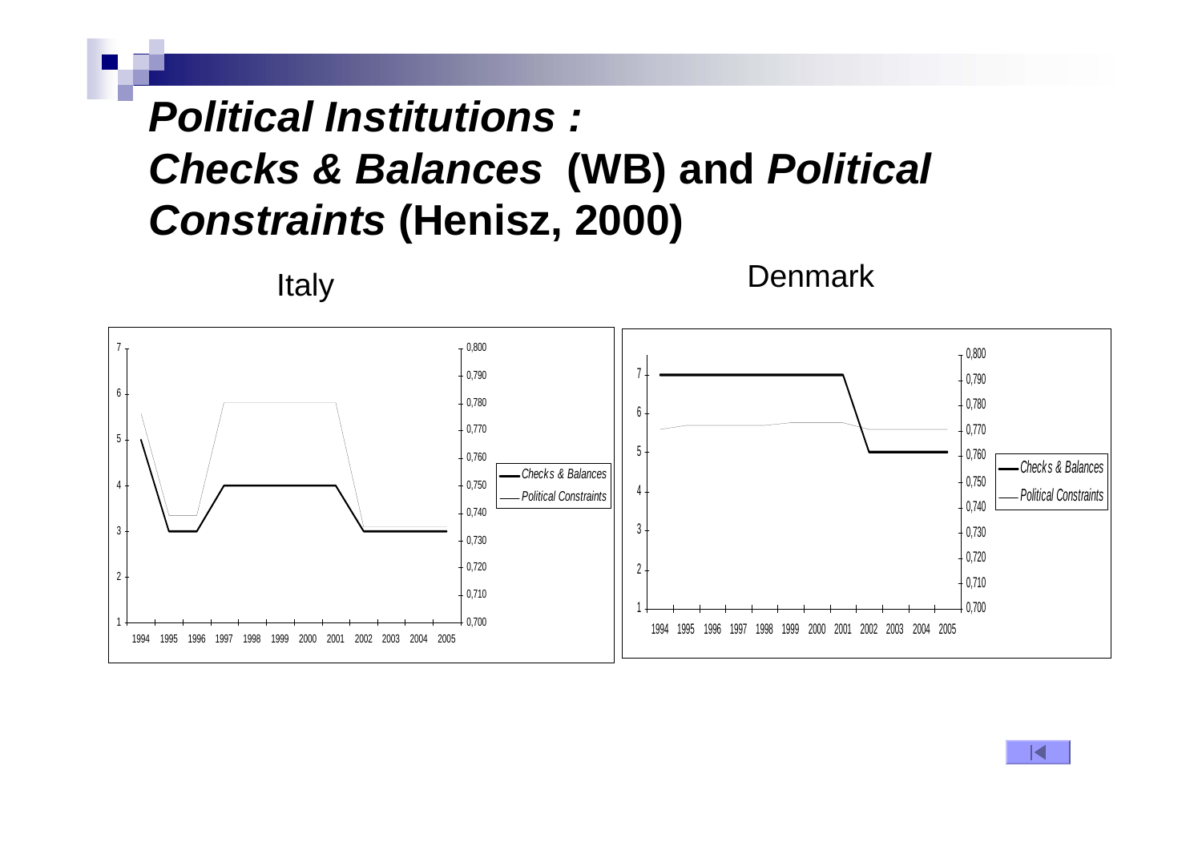# *Political Institutions :* *Checks & Balances* (WB) and *Political Constraints* (Henisz, 2000)

Italy

Denmark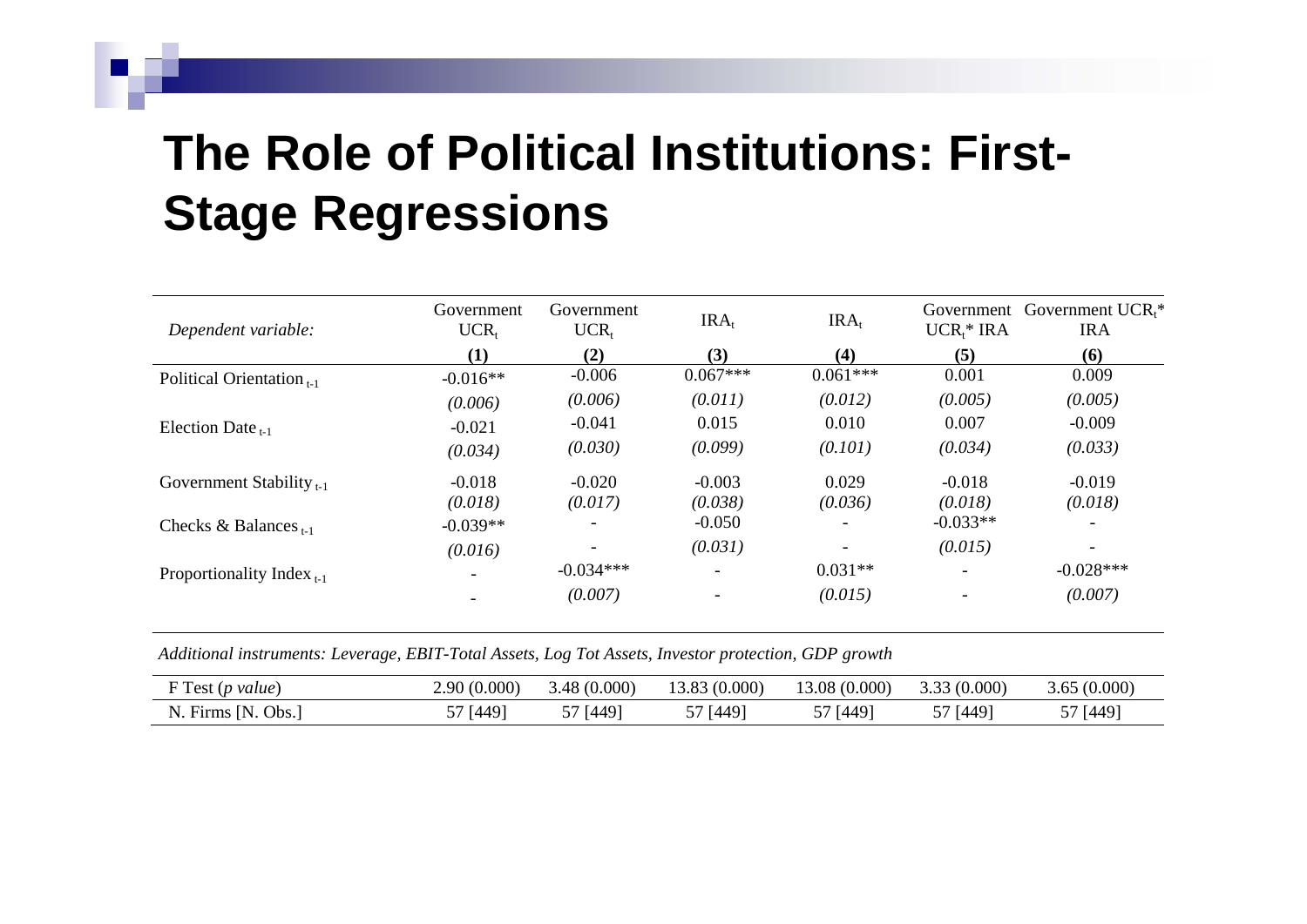# The Role of Political Institutions: First-Stage Regressions

| *Dependent variable:* | Government $UCR_t$ | Government $UCR_t$ | $IRA_t$ | $IRA_t$ | Government $UCR_t$* IRA | Government $UCR_t$* IRA |
|---|---|---|---|---|---|---|
| | **(1)** | **(2)** | **(3)** | **(4)** | **(5)** | **(6)** |
| Political Orientation $_{t-1}$ | -0.016** | -0.006 | 0.067*** | 0.061*** | 0.001 | 0.009 |
| | *(0.006)* | *(0.006)* | *(0.011)* | *(0.012)* | *(0.005)* | *(0.005)* |
| Election Date $_{t-1}$ | -0.021 | -0.041 | 0.015 | 0.010 | 0.007 | -0.009 |
| | *(0.034)* | *(0.030)* | *(0.099)* | *(0.101)* | *(0.034)* | *(0.033)* |
| Government Stability $_{t-1}$ | -0.018 | -0.020 | -0.003 | 0.029 | -0.018 | -0.019 |
| | *(0.018)* | *(0.017)* | *(0.038)* | *(0.036)* | *(0.018)* | *(0.018)* |
| Checks & Balances $_{t-1}$ | -0.039** | - | -0.050 | - | -0.033** | - |
| | *(0.016)* | - | *(0.031)* | - | *(0.015)* | - |
| Proportionality Index $_{t-1}$ | - | -0.034*** | - | 0.031** | - | -0.028*** |
| | - | *(0.007)* | - | *(0.015)* | - | *(0.007)* |

*Additional instruments: Leverage, EBIT-Total Assets, Log Tot Assets, Investor protection, GDP growth*

| | | | | | | |
|---|---|---|---|---|---|---|
| F Test (*p value*) | 2.90 (0.000) | 3.48 (0.000) | 13.83 (0.000) | 13.08 (0.000) | 3.33 (0.000) | 3.65 (0.000) |
| N. Firms [N. Obs.] | 57 [449] | 57 [449] | 57 [449] | 57 [449] | 57 [449] | 57 [449] |